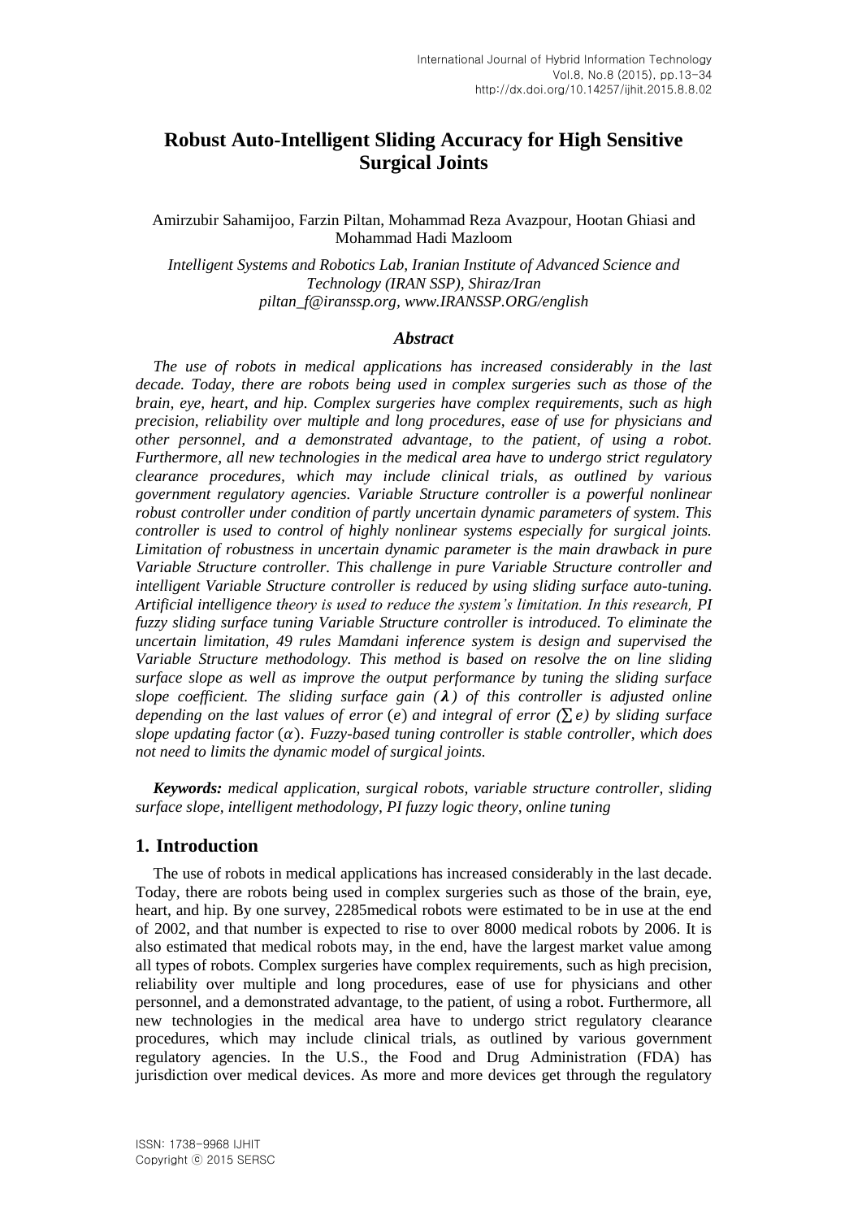# Robust Auto-Intelligent Sliding Accuracy for High Sensitive Surgical Joints

Amirzubir Sahamijoo, Farzin Piltan, Mohammad Reza Avazpour, Hootan Ghiasi and Mohammad Hadi Mazloom

*Intelligent Systems and Robotics Lab, Iranian Institute of Advanced Science and Technology (IRAN SSP), Shiraz/Iran*
*piltan_f@iranssp.org, www.IRANSSP.ORG/english*

### *Abstract*

*The use of robots in medical applications has increased considerably in the last decade. Today, there are robots being used in complex surgeries such as those of the brain, eye, heart, and hip. Complex surgeries have complex requirements, such as high precision, reliability over multiple and long procedures, ease of use for physicians and other personnel, and a demonstrated advantage, to the patient, of using a robot. Furthermore, all new technologies in the medical area have to undergo strict regulatory clearance procedures, which may include clinical trials, as outlined by various government regulatory agencies. Variable Structure controller is a powerful nonlinear robust controller under condition of partly uncertain dynamic parameters of system. This controller is used to control of highly nonlinear systems especially for surgical joints. Limitation of robustness in uncertain dynamic parameter is the main drawback in pure Variable Structure controller. This challenge in pure Variable Structure controller and intelligent Variable Structure controller is reduced by using sliding surface auto-tuning. Artificial intelligence theory is used to reduce the system's limitation. In this research, PI fuzzy sliding surface tuning Variable Structure controller is introduced. To eliminate the uncertain limitation, 49 rules Mamdani inference system is design and supervised the Variable Structure methodology. This method is based on resolve the on line sliding surface slope as well as improve the output performance by tuning the sliding surface slope coefficient. The sliding surface gain ($\boldsymbol{\lambda}$) of this controller is adjusted online depending on the last values of error ($e$) and integral of error ($\sum e$) by sliding surface slope updating factor ($\alpha$). Fuzzy-based tuning controller is stable controller, which does not need to limits the dynamic model of surgical joints.*

***Keywords:*** *medical application, surgical robots, variable structure controller, sliding surface slope, intelligent methodology, PI fuzzy logic theory, online tuning*

## 1. Introduction

The use of robots in medical applications has increased considerably in the last decade. Today, there are robots being used in complex surgeries such as those of the brain, eye, heart, and hip. By one survey, 2285medical robots were estimated to be in use at the end of 2002, and that number is expected to rise to over 8000 medical robots by 2006. It is also estimated that medical robots may, in the end, have the largest market value among all types of robots. Complex surgeries have complex requirements, such as high precision, reliability over multiple and long procedures, ease of use for physicians and other personnel, and a demonstrated advantage, to the patient, of using a robot. Furthermore, all new technologies in the medical area have to undergo strict regulatory clearance procedures, which may include clinical trials, as outlined by various government regulatory agencies. In the U.S., the Food and Drug Administration (FDA) has jurisdiction over medical devices. As more and more devices get through the regulatory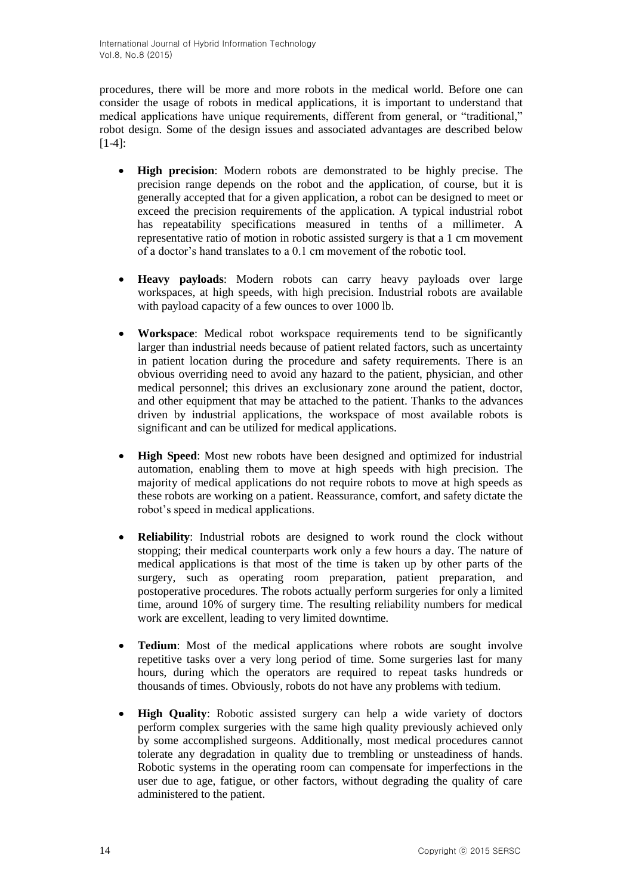procedures, there will be more and more robots in the medical world. Before one can consider the usage of robots in medical applications, it is important to understand that medical applications have unique requirements, different from general, or "traditional," robot design. Some of the design issues and associated advantages are described below [1-4]:

- **High precision**: Modern robots are demonstrated to be highly precise. The precision range depends on the robot and the application, of course, but it is generally accepted that for a given application, a robot can be designed to meet or exceed the precision requirements of the application. A typical industrial robot has repeatability specifications measured in tenths of a millimeter. A representative ratio of motion in robotic assisted surgery is that a 1 cm movement of a doctor's hand translates to a 0.1 cm movement of the robotic tool.

- **Heavy payloads**: Modern robots can carry heavy payloads over large workspaces, at high speeds, with high precision. Industrial robots are available with payload capacity of a few ounces to over 1000 lb.

- **Workspace**: Medical robot workspace requirements tend to be significantly larger than industrial needs because of patient related factors, such as uncertainty in patient location during the procedure and safety requirements. There is an obvious overriding need to avoid any hazard to the patient, physician, and other medical personnel; this drives an exclusionary zone around the patient, doctor, and other equipment that may be attached to the patient. Thanks to the advances driven by industrial applications, the workspace of most available robots is significant and can be utilized for medical applications.

- **High Speed**: Most new robots have been designed and optimized for industrial automation, enabling them to move at high speeds with high precision. The majority of medical applications do not require robots to move at high speeds as these robots are working on a patient. Reassurance, comfort, and safety dictate the robot's speed in medical applications.

- **Reliability**: Industrial robots are designed to work round the clock without stopping; their medical counterparts work only a few hours a day. The nature of medical applications is that most of the time is taken up by other parts of the surgery, such as operating room preparation, patient preparation, and postoperative procedures. The robots actually perform surgeries for only a limited time, around 10% of surgery time. The resulting reliability numbers for medical work are excellent, leading to very limited downtime.

- **Tedium**: Most of the medical applications where robots are sought involve repetitive tasks over a very long period of time. Some surgeries last for many hours, during which the operators are required to repeat tasks hundreds or thousands of times. Obviously, robots do not have any problems with tedium.

- **High Quality**: Robotic assisted surgery can help a wide variety of doctors perform complex surgeries with the same high quality previously achieved only by some accomplished surgeons. Additionally, most medical procedures cannot tolerate any degradation in quality due to trembling or unsteadiness of hands. Robotic systems in the operating room can compensate for imperfections in the user due to age, fatigue, or other factors, without degrading the quality of care administered to the patient.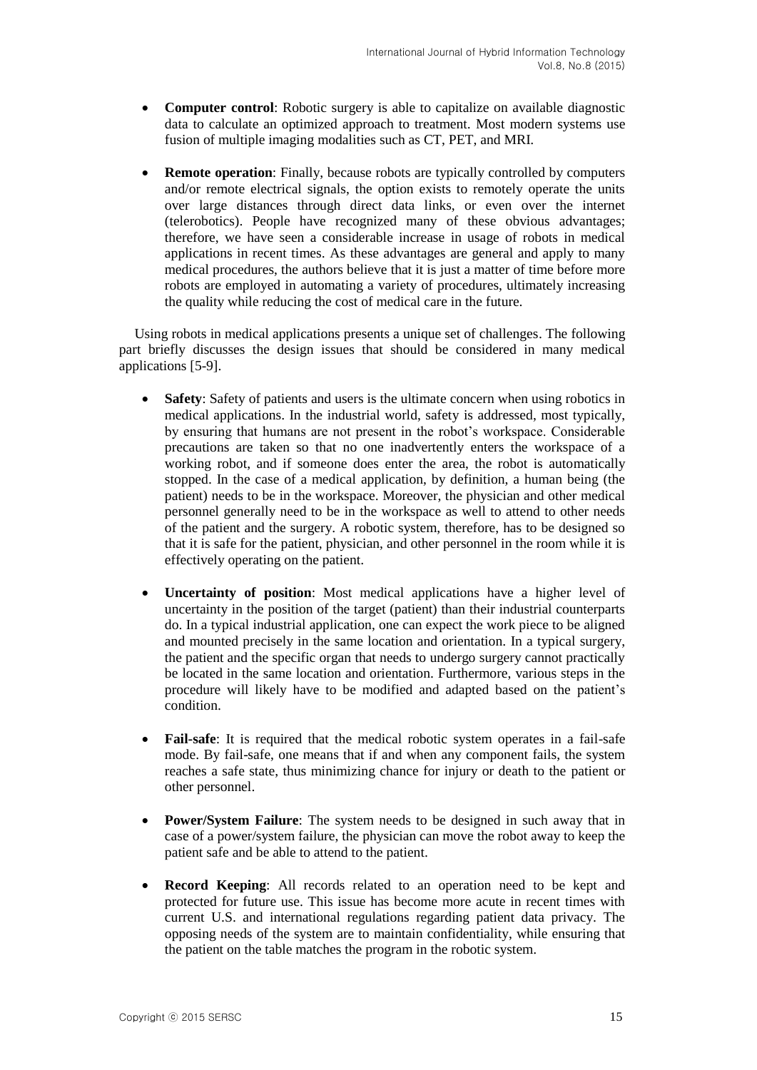- **Computer control**: Robotic surgery is able to capitalize on available diagnostic data to calculate an optimized approach to treatment. Most modern systems use fusion of multiple imaging modalities such as CT, PET, and MRI.

- **Remote operation**: Finally, because robots are typically controlled by computers and/or remote electrical signals, the option exists to remotely operate the units over large distances through direct data links, or even over the internet (telerobotics). People have recognized many of these obvious advantages; therefore, we have seen a considerable increase in usage of robots in medical applications in recent times. As these advantages are general and apply to many medical procedures, the authors believe that it is just a matter of time before more robots are employed in automating a variety of procedures, ultimately increasing the quality while reducing the cost of medical care in the future.

Using robots in medical applications presents a unique set of challenges. The following part briefly discusses the design issues that should be considered in many medical applications [5-9].

- **Safety**: Safety of patients and users is the ultimate concern when using robotics in medical applications. In the industrial world, safety is addressed, most typically, by ensuring that humans are not present in the robot's workspace. Considerable precautions are taken so that no one inadvertently enters the workspace of a working robot, and if someone does enter the area, the robot is automatically stopped. In the case of a medical application, by definition, a human being (the patient) needs to be in the workspace. Moreover, the physician and other medical personnel generally need to be in the workspace as well to attend to other needs of the patient and the surgery. A robotic system, therefore, has to be designed so that it is safe for the patient, physician, and other personnel in the room while it is effectively operating on the patient.

- **Uncertainty of position**: Most medical applications have a higher level of uncertainty in the position of the target (patient) than their industrial counterparts do. In a typical industrial application, one can expect the work piece to be aligned and mounted precisely in the same location and orientation. In a typical surgery, the patient and the specific organ that needs to undergo surgery cannot practically be located in the same location and orientation. Furthermore, various steps in the procedure will likely have to be modified and adapted based on the patient's condition.

- **Fail-safe**: It is required that the medical robotic system operates in a fail-safe mode. By fail-safe, one means that if and when any component fails, the system reaches a safe state, thus minimizing chance for injury or death to the patient or other personnel.

- **Power/System Failure**: The system needs to be designed in such away that in case of a power/system failure, the physician can move the robot away to keep the patient safe and be able to attend to the patient.

- **Record Keeping**: All records related to an operation need to be kept and protected for future use. This issue has become more acute in recent times with current U.S. and international regulations regarding patient data privacy. The opposing needs of the system are to maintain confidentiality, while ensuring that the patient on the table matches the program in the robotic system.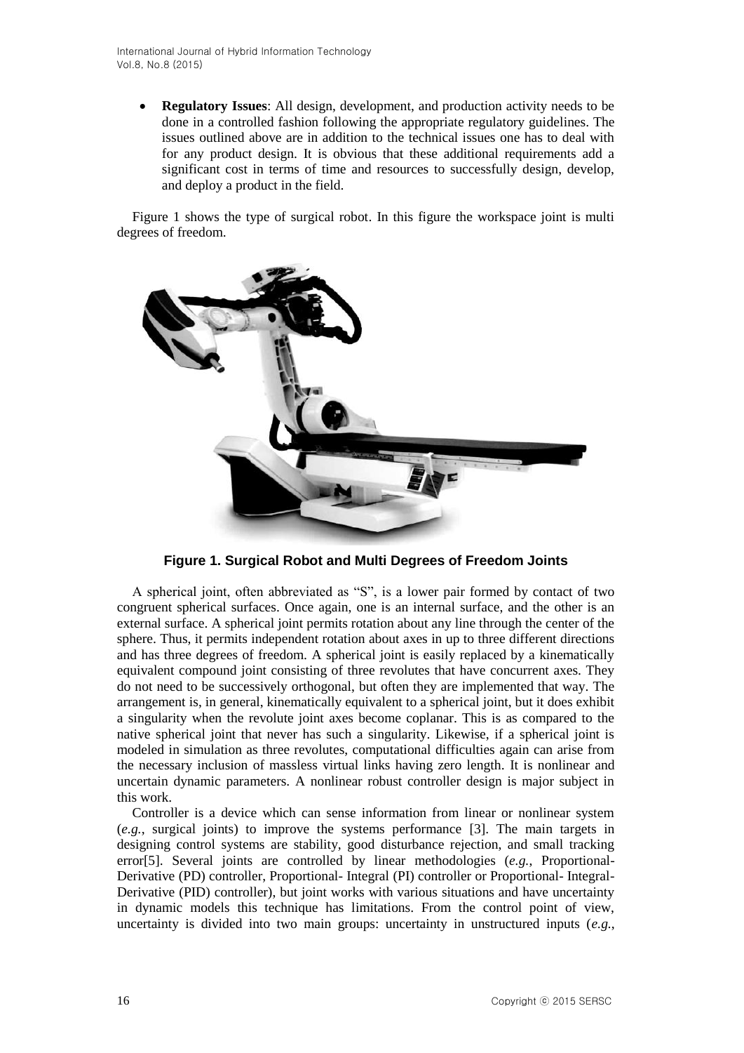- **Regulatory Issues**: All design, development, and production activity needs to be done in a controlled fashion following the appropriate regulatory guidelines. The issues outlined above are in addition to the technical issues one has to deal with for any product design. It is obvious that these additional requirements add a significant cost in terms of time and resources to successfully design, develop, and deploy a product in the field.

Figure 1 shows the type of surgical robot. In this figure the workspace joint is multi degrees of freedom.

**Figure 1. Surgical Robot and Multi Degrees of Freedom Joints**

A spherical joint, often abbreviated as "S", is a lower pair formed by contact of two congruent spherical surfaces. Once again, one is an internal surface, and the other is an external surface. A spherical joint permits rotation about any line through the center of the sphere. Thus, it permits independent rotation about axes in up to three different directions and has three degrees of freedom. A spherical joint is easily replaced by a kinematically equivalent compound joint consisting of three revolutes that have concurrent axes. They do not need to be successively orthogonal, but often they are implemented that way. The arrangement is, in general, kinematically equivalent to a spherical joint, but it does exhibit a singularity when the revolute joint axes become coplanar. This is as compared to the native spherical joint that never has such a singularity. Likewise, if a spherical joint is modeled in simulation as three revolutes, computational difficulties again can arise from the necessary inclusion of massless virtual links having zero length. It is nonlinear and uncertain dynamic parameters. A nonlinear robust controller design is major subject in this work.

Controller is a device which can sense information from linear or nonlinear system (*e.g.*, surgical joints) to improve the systems performance [3]. The main targets in designing control systems are stability, good disturbance rejection, and small tracking error[5]. Several joints are controlled by linear methodologies (*e.g.*, Proportional-Derivative (PD) controller, Proportional- Integral (PI) controller or Proportional- Integral-Derivative (PID) controller), but joint works with various situations and have uncertainty in dynamic models this technique has limitations. From the control point of view, uncertainty is divided into two main groups: uncertainty in unstructured inputs (*e.g.*,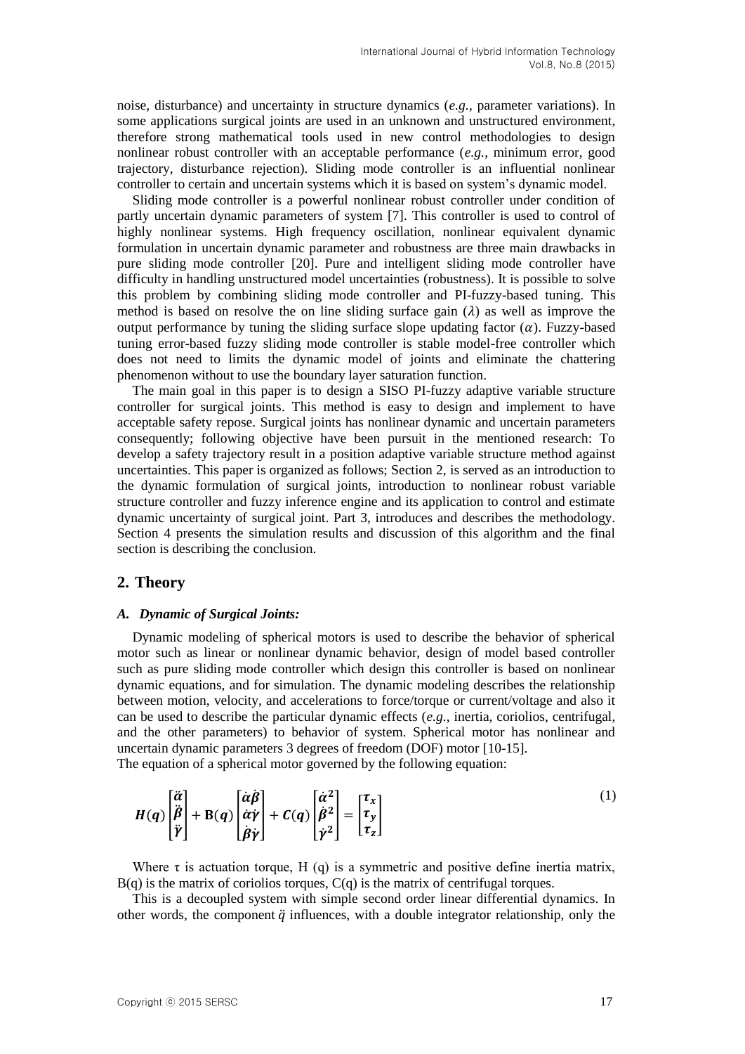noise, disturbance) and uncertainty in structure dynamics (*e.g.*, parameter variations). In some applications surgical joints are used in an unknown and unstructured environment, therefore strong mathematical tools used in new control methodologies to design nonlinear robust controller with an acceptable performance (*e.g.*, minimum error, good trajectory, disturbance rejection). Sliding mode controller is an influential nonlinear controller to certain and uncertain systems which it is based on system's dynamic model.

Sliding mode controller is a powerful nonlinear robust controller under condition of partly uncertain dynamic parameters of system [7]. This controller is used to control of highly nonlinear systems. High frequency oscillation, nonlinear equivalent dynamic formulation in uncertain dynamic parameter and robustness are three main drawbacks in pure sliding mode controller [20]. Pure and intelligent sliding mode controller have difficulty in handling unstructured model uncertainties (robustness). It is possible to solve this problem by combining sliding mode controller and PI-fuzzy-based tuning. This method is based on resolve the on line sliding surface gain ($\lambda$) as well as improve the output performance by tuning the sliding surface slope updating factor ($\alpha$). Fuzzy-based tuning error-based fuzzy sliding mode controller is stable model-free controller which does not need to limits the dynamic model of joints and eliminate the chattering phenomenon without to use the boundary layer saturation function.

The main goal in this paper is to design a SISO PI-fuzzy adaptive variable structure controller for surgical joints. This method is easy to design and implement to have acceptable safety repose. Surgical joints has nonlinear dynamic and uncertain parameters consequently; following objective have been pursuit in the mentioned research: To develop a safety trajectory result in a position adaptive variable structure method against uncertainties. This paper is organized as follows; Section 2, is served as an introduction to the dynamic formulation of surgical joints, introduction to nonlinear robust variable structure controller and fuzzy inference engine and its application to control and estimate dynamic uncertainty of surgical joint. Part 3, introduces and describes the methodology. Section 4 presents the simulation results and discussion of this algorithm and the final section is describing the conclusion.

## 2. Theory

### *A. Dynamic of Surgical Joints:*

Dynamic modeling of spherical motors is used to describe the behavior of spherical motor such as linear or nonlinear dynamic behavior, design of model based controller such as pure sliding mode controller which design this controller is based on nonlinear dynamic equations, and for simulation. The dynamic modeling describes the relationship between motion, velocity, and accelerations to force/torque or current/voltage and also it can be used to describe the particular dynamic effects (*e.g.*, inertia, coriolios, centrifugal, and the other parameters) to behavior of system. Spherical motor has nonlinear and uncertain dynamic parameters 3 degrees of freedom (DOF) motor [10-15].

The equation of a spherical motor governed by the following equation:

$$\boldsymbol{H}(\boldsymbol{q})\begin{bmatrix}\ddot{\alpha}\\ \ddot{\beta}\\ \ddot{\gamma}\end{bmatrix}+\mathbf{B}(\boldsymbol{q})\begin{bmatrix}\dot{\alpha}\dot{\beta}\\ \dot{\alpha}\dot{\gamma}\\ \dot{\beta}\dot{\gamma}\end{bmatrix}+\boldsymbol{C}(\boldsymbol{q})\begin{bmatrix}\dot{\alpha}^2\\ \dot{\beta}^2\\ \dot{\gamma}^2\end{bmatrix}=\begin{bmatrix}\tau_x\\ \tau_y\\ \tau_z\end{bmatrix} \tag{1}$$

Where $\tau$ is actuation torque, H (q) is a symmetric and positive define inertia matrix, B(q) is the matrix of coriolios torques, C(q) is the matrix of centrifugal torques.

This is a decoupled system with simple second order linear differential dynamics. In other words, the component $\ddot{q}$ influences, with a double integrator relationship, only the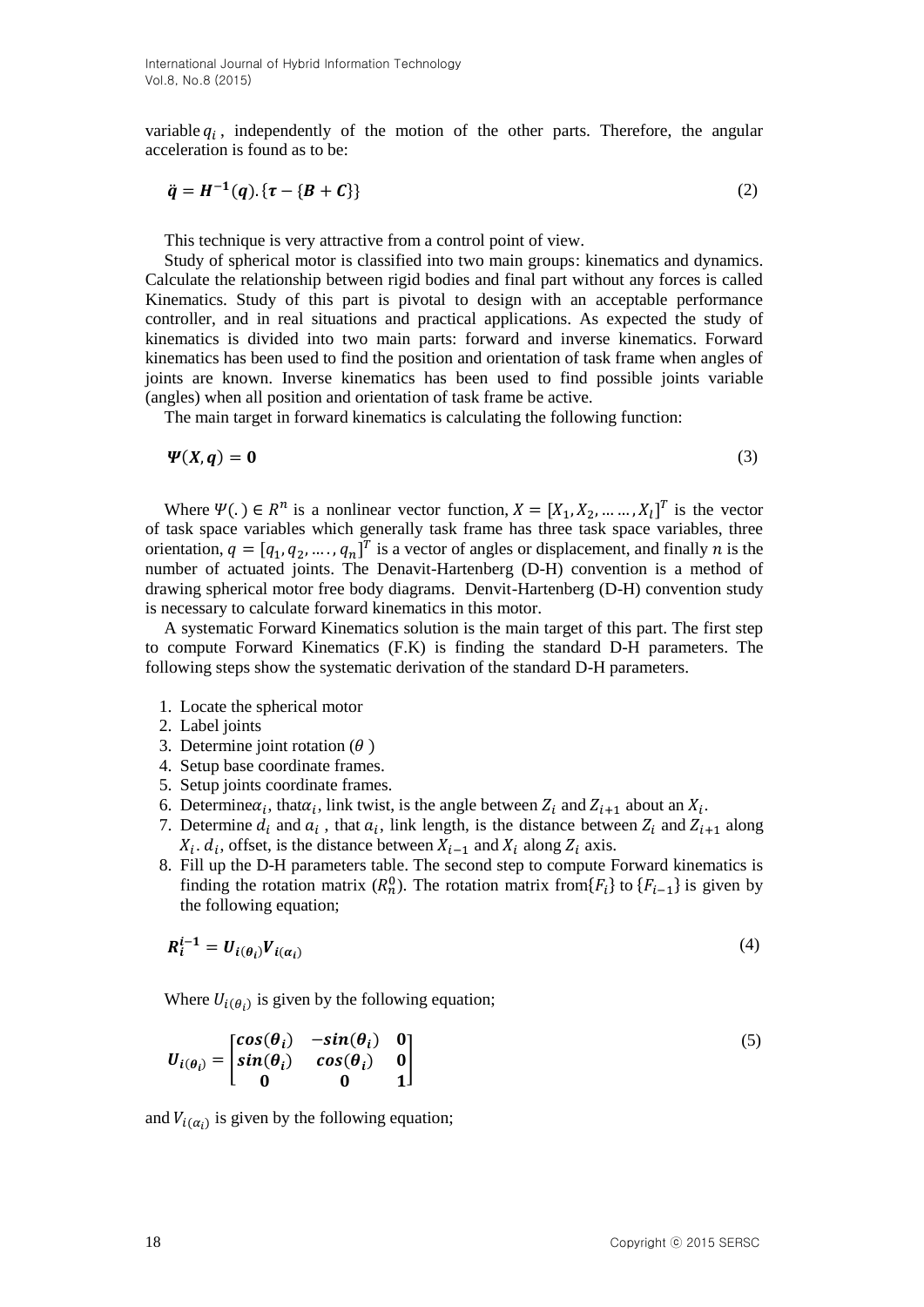variable $q_i$, independently of the motion of the other parts. Therefore, the angular acceleration is found as to be:

$$\ddot{\boldsymbol{q}} = \boldsymbol{H}^{-1}(\boldsymbol{q}).\{\boldsymbol{\tau} - \{\boldsymbol{B} + \boldsymbol{C}\}\} \tag{2}$$

This technique is very attractive from a control point of view.

Study of spherical motor is classified into two main groups: kinematics and dynamics. Calculate the relationship between rigid bodies and final part without any forces is called Kinematics. Study of this part is pivotal to design with an acceptable performance controller, and in real situations and practical applications. As expected the study of kinematics is divided into two main parts: forward and inverse kinematics. Forward kinematics has been used to find the position and orientation of task frame when angles of joints are known. Inverse kinematics has been used to find possible joints variable (angles) when all position and orientation of task frame be active.

The main target in forward kinematics is calculating the following function:

$$\boldsymbol{\Psi}(\boldsymbol{X}, \boldsymbol{q}) = \boldsymbol{0} \tag{3}$$

Where $\Psi(.) \in R^n$ is a nonlinear vector function, $X = [X_1, X_2, \ldots \ldots, X_l]^T$ is the vector of task space variables which generally task frame has three task space variables, three orientation, $q = [q_1, q_2, \ldots., q_n]^T$ is a vector of angles or displacement, and finally $n$ is the number of actuated joints. The Denavit-Hartenberg (D-H) convention is a method of drawing spherical motor free body diagrams. Denvit-Hartenberg (D-H) convention study is necessary to calculate forward kinematics in this motor.

A systematic Forward Kinematics solution is the main target of this part. The first step to compute Forward Kinematics (F.K) is finding the standard D-H parameters. The following steps show the systematic derivation of the standard D-H parameters.

1. Locate the spherical motor
2. Label joints
3. Determine joint rotation ($\theta$ )
4. Setup base coordinate frames.
5. Setup joints coordinate frames.
6. Determine$\alpha_i$, that$\alpha_i$, link twist, is the angle between $Z_i$ and $Z_{i+1}$ about an $X_i$.
7. Determine $d_i$ and $a_i$ , that $a_i$, link length, is the distance between $Z_i$ and $Z_{i+1}$ along $X_i$. $d_i$, offset, is the distance between $X_{i-1}$ and $X_i$ along $Z_i$ axis.
8. Fill up the D-H parameters table. The second step to compute Forward kinematics is finding the rotation matrix ($R_n^0$). The rotation matrix from$\{F_i\}$ to $\{F_{i-1}\}$ is given by the following equation;

$$\boldsymbol{R}_{\boldsymbol{i}}^{\boldsymbol{i-1}} = \boldsymbol{U}_{\boldsymbol{i}(\boldsymbol{\theta}_{\boldsymbol{i}})}\boldsymbol{V}_{\boldsymbol{i}(\boldsymbol{\alpha}_{\boldsymbol{i}})} \tag{4}$$

Where $U_{i(\theta_i)}$ is given by the following equation;

$$\boldsymbol{U}_{\boldsymbol{i}(\boldsymbol{\theta}_{\boldsymbol{i}})} = \begin{bmatrix} \boldsymbol{cos}(\boldsymbol{\theta}_{\boldsymbol{i}}) & -\boldsymbol{sin}(\boldsymbol{\theta}_{\boldsymbol{i}}) & \boldsymbol{0} \\ \boldsymbol{sin}(\boldsymbol{\theta}_{\boldsymbol{i}}) & \boldsymbol{cos}(\boldsymbol{\theta}_{\boldsymbol{i}}) & \boldsymbol{0} \\ \boldsymbol{0} & \boldsymbol{0} & \boldsymbol{1} \end{bmatrix} \tag{5}$$

and $V_{i(\alpha_i)}$ is given by the following equation;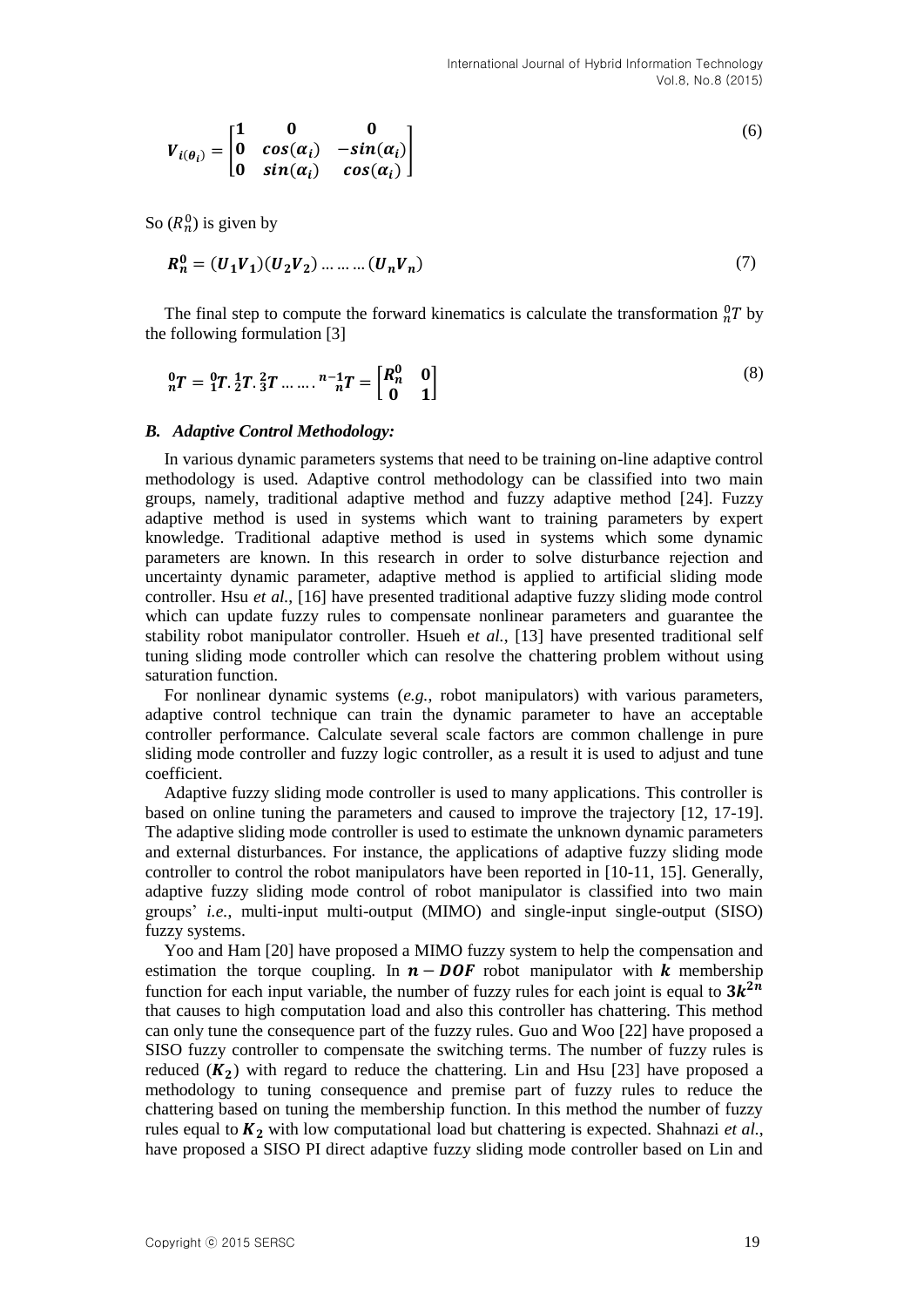$$V_{i(\theta_i)} = \begin{bmatrix} 1 & 0 & 0 \\ 0 & cos(\alpha_i) & -sin(\alpha_i) \\ 0 & sin(\alpha_i) & cos(\alpha_i) \end{bmatrix} \tag{6}$$

So $(R_n^0)$ is given by

$$R_n^0 = (U_1V_1)(U_2V_2)\ldots\ldots\ldots(U_nV_n) \tag{7}$$

The final step to compute the forward kinematics is calculate the transformation ${}_n^0T$ by the following formulation [3]

$${}_n^0T = {}_1^0T.{}_2^1T.{}_3^2T\ldots\ldots.{}_n^{n-1}T = \begin{bmatrix} R_n^0 & 0 \\ 0 & 1 \end{bmatrix} \tag{8}$$

### *B. Adaptive Control Methodology:*

In various dynamic parameters systems that need to be training on-line adaptive control methodology is used. Adaptive control methodology can be classified into two main groups, namely, traditional adaptive method and fuzzy adaptive method [24]. Fuzzy adaptive method is used in systems which want to training parameters by expert knowledge. Traditional adaptive method is used in systems which some dynamic parameters are known. In this research in order to solve disturbance rejection and uncertainty dynamic parameter, adaptive method is applied to artificial sliding mode controller. Hsu *et al.*, [16] have presented traditional adaptive fuzzy sliding mode control which can update fuzzy rules to compensate nonlinear parameters and guarantee the stability robot manipulator controller. Hsueh e*t al.*, [13] have presented traditional self tuning sliding mode controller which can resolve the chattering problem without using saturation function.

For nonlinear dynamic systems (*e.g.*, robot manipulators) with various parameters, adaptive control technique can train the dynamic parameter to have an acceptable controller performance. Calculate several scale factors are common challenge in pure sliding mode controller and fuzzy logic controller, as a result it is used to adjust and tune coefficient.

Adaptive fuzzy sliding mode controller is used to many applications. This controller is based on online tuning the parameters and caused to improve the trajectory [12, 17-19]. The adaptive sliding mode controller is used to estimate the unknown dynamic parameters and external disturbances. For instance, the applications of adaptive fuzzy sliding mode controller to control the robot manipulators have been reported in [10-11, 15]. Generally, adaptive fuzzy sliding mode control of robot manipulator is classified into two main groups' *i.e.*, multi-input multi-output (MIMO) and single-input single-output (SISO) fuzzy systems.

Yoo and Ham [20] have proposed a MIMO fuzzy system to help the compensation and estimation the torque coupling. In $\boldsymbol{n-DOF}$ robot manipulator with $\boldsymbol{k}$ membership function for each input variable, the number of fuzzy rules for each joint is equal to $\boldsymbol{3k^{2n}}$ that causes to high computation load and also this controller has chattering. This method can only tune the consequence part of the fuzzy rules. Guo and Woo [22] have proposed a SISO fuzzy controller to compensate the switching terms. The number of fuzzy rules is reduced $(\boldsymbol{K_2})$ with regard to reduce the chattering. Lin and Hsu [23] have proposed a methodology to tuning consequence and premise part of fuzzy rules to reduce the chattering based on tuning the membership function. In this method the number of fuzzy rules equal to $\boldsymbol{K_2}$ with low computational load but chattering is expected. Shahnazi *et al.*, have proposed a SISO PI direct adaptive fuzzy sliding mode controller based on Lin and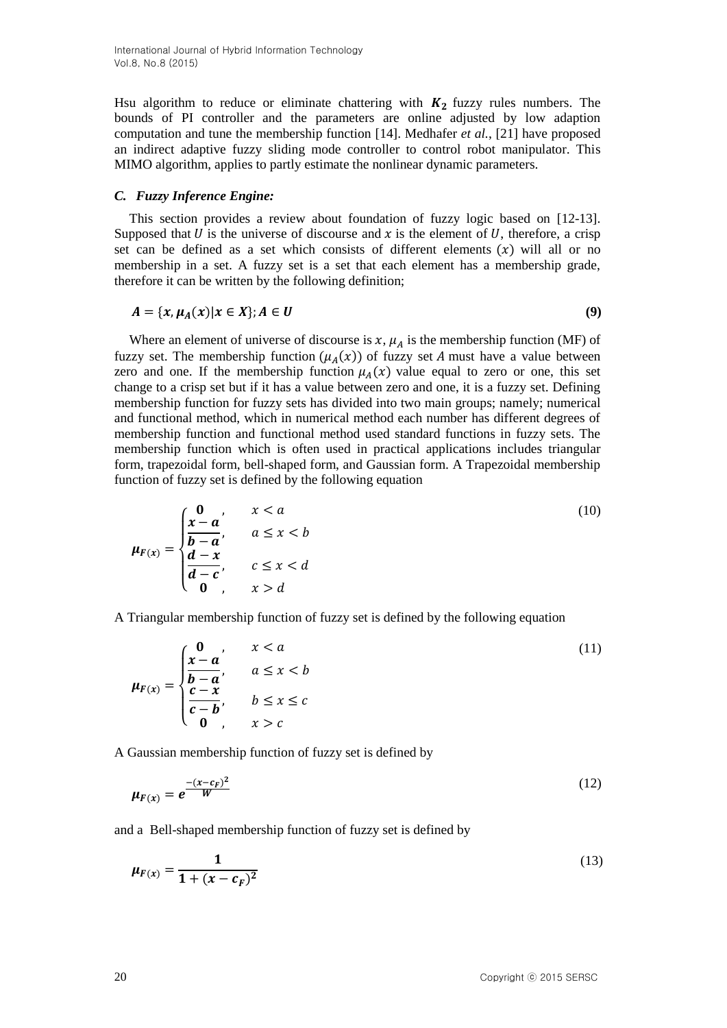Hsu algorithm to reduce or eliminate chattering with $\boldsymbol{K_2}$ fuzzy rules numbers. The bounds of PI controller and the parameters are online adjusted by low adaption computation and tune the membership function [14]. Medhafer *et al.*, [21] have proposed an indirect adaptive fuzzy sliding mode controller to control robot manipulator. This MIMO algorithm, applies to partly estimate the nonlinear dynamic parameters.

### *C. Fuzzy Inference Engine:*

This section provides a review about foundation of fuzzy logic based on [12-13]. Supposed that $U$ is the universe of discourse and $x$ is the element of $U$, therefore, a crisp set can be defined as a set which consists of different elements $(x)$ will all or no membership in a set. A fuzzy set is a set that each element has a membership grade, therefore it can be written by the following definition;

$$\boldsymbol{A = \{x, \mu_A(x) | x \in X\}; A \in U} \tag{9}$$

Where an element of universe of discourse is $x$, $\mu_A$ is the membership function (MF) of fuzzy set. The membership function $(\mu_A(x))$ of fuzzy set *A* must have a value between zero and one. If the membership function $\mu_A(x)$ value equal to zero or one, this set change to a crisp set but if it has a value between zero and one, it is a fuzzy set. Defining membership function for fuzzy sets has divided into two main groups; namely; numerical and functional method, which in numerical method each number has different degrees of membership function and functional method used standard functions in fuzzy sets. The membership function which is often used in practical applications includes triangular form, trapezoidal form, bell-shaped form, and Gaussian form. A Trapezoidal membership function of fuzzy set is defined by the following equation

$$\boldsymbol{\mu_{F(x)}} = \begin{cases} \boldsymbol{0}, & x < a \\ \dfrac{\boldsymbol{x-a}}{\boldsymbol{b-a}}, & a \le x < b \\ \dfrac{\boldsymbol{d-x}}{\boldsymbol{d-c}}, & c \le x < d \\ \boldsymbol{0}, & x > d \end{cases} \tag{10}$$

A Triangular membership function of fuzzy set is defined by the following equation

$$\boldsymbol{\mu_{F(x)}} = \begin{cases} \boldsymbol{0}, & x < a \\ \dfrac{\boldsymbol{x-a}}{\boldsymbol{b-a}}, & a \le x < b \\ \dfrac{\boldsymbol{c-x}}{\boldsymbol{c-b}}, & b \le x \le c \\ \boldsymbol{0}, & x > c \end{cases} \tag{11}$$

A Gaussian membership function of fuzzy set is defined by

$$\boldsymbol{\mu_{F(x)} = e^{\frac{-(x-c_F)^2}{W}}} \tag{12}$$

and a Bell-shaped membership function of fuzzy set is defined by

$$\boldsymbol{\mu_{F(x)} = \frac{1}{1 + (x - c_F)^2}} \tag{13}$$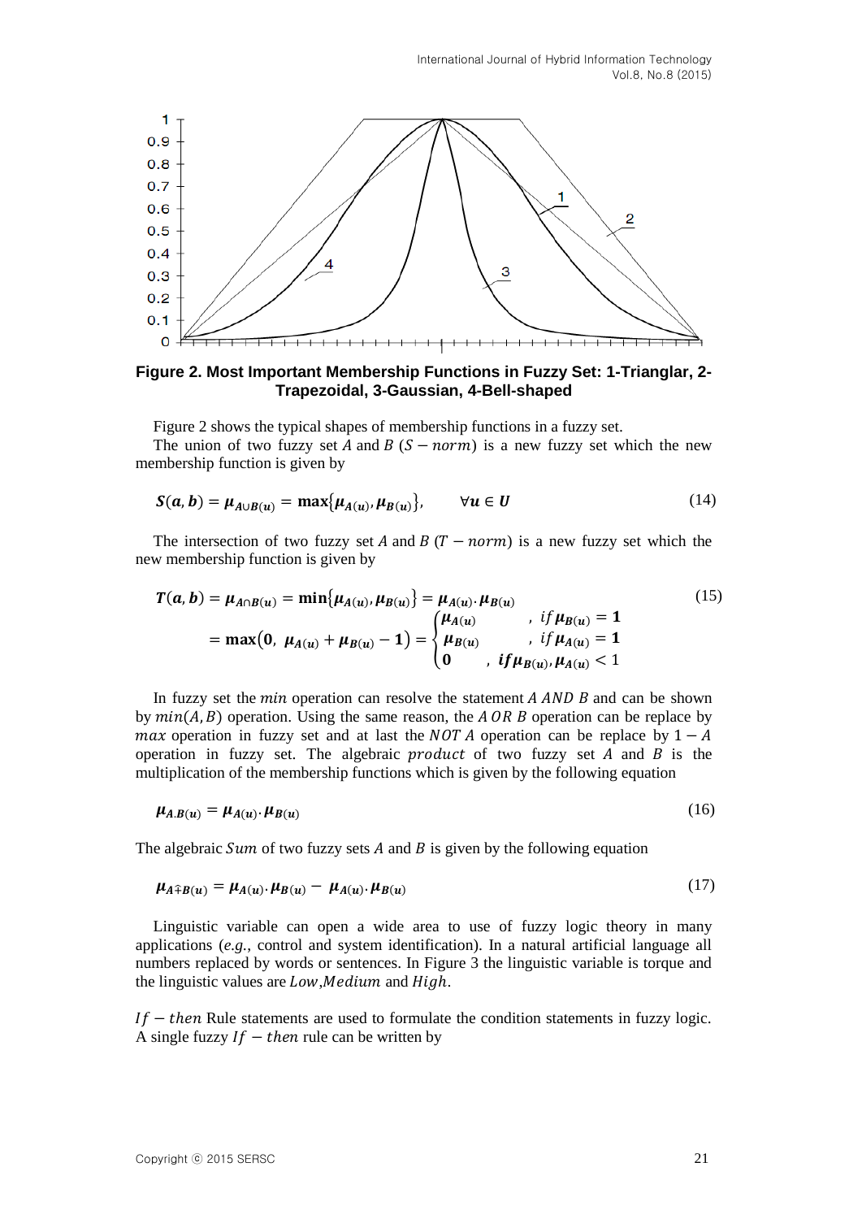**Figure 2. Most Important Membership Functions in Fuzzy Set: 1-Trianglar, 2-Trapezoidal, 3-Gaussian, 4-Bell-shaped**

Figure 2 shows the typical shapes of membership functions in a fuzzy set.

The union of two fuzzy set $A$ and $B$ ($S - norm$) is a new fuzzy set which the new membership function is given by

$$\boldsymbol{S}(\boldsymbol{a}, \boldsymbol{b}) = \boldsymbol{\mu}_{\boldsymbol{A} \cup \boldsymbol{B}(\boldsymbol{u})} = \max\{\boldsymbol{\mu}_{\boldsymbol{A}(\boldsymbol{u})}, \boldsymbol{\mu}_{\boldsymbol{B}(\boldsymbol{u})}\}, \qquad \forall \boldsymbol{u} \in \boldsymbol{U} \tag{14}$$

The intersection of two fuzzy set $A$ and $B$ ($T - norm$) is a new fuzzy set which the new membership function is given by

$$\begin{aligned} \boldsymbol{T}(\boldsymbol{a}, \boldsymbol{b}) &= \boldsymbol{\mu}_{\boldsymbol{A} \cap \boldsymbol{B}(\boldsymbol{u})} = \min\{\boldsymbol{\mu}_{\boldsymbol{A}(\boldsymbol{u})}, \boldsymbol{\mu}_{\boldsymbol{B}(\boldsymbol{u})}\} = \boldsymbol{\mu}_{\boldsymbol{A}(\boldsymbol{u})} \cdot \boldsymbol{\mu}_{\boldsymbol{B}(\boldsymbol{u})} \\ &= \max(\boldsymbol{0},\ \boldsymbol{\mu}_{\boldsymbol{A}(\boldsymbol{u})} + \boldsymbol{\mu}_{\boldsymbol{B}(\boldsymbol{u})} - \boldsymbol{1}) = \begin{cases} \boldsymbol{\mu}_{\boldsymbol{A}(\boldsymbol{u})} & , \ if\, \boldsymbol{\mu}_{\boldsymbol{B}(\boldsymbol{u})} = \boldsymbol{1} \\ \boldsymbol{\mu}_{\boldsymbol{B}(\boldsymbol{u})} & , \ if\, \boldsymbol{\mu}_{\boldsymbol{A}(\boldsymbol{u})} = \boldsymbol{1} \\ \boldsymbol{0} & , \ \boldsymbol{if}\, \boldsymbol{\mu}_{\boldsymbol{B}(\boldsymbol{u})}, \boldsymbol{\mu}_{\boldsymbol{A}(\boldsymbol{u})} < 1 \end{cases} \end{aligned} \tag{15}$$

In fuzzy set the $min$ operation can resolve the statement $A\ AND\ B$ and can be shown by $min(A, B)$ operation. Using the same reason, the $A\ OR\ B$ operation can be replace by $max$ operation in fuzzy set and at last the $NOT\ A$ operation can be replaced by $1 - A$ operation in fuzzy set. The algebraic $product$ of two fuzzy set $A$ and $B$ is the multiplication of the membership functions which is given by the following equation

$$\boldsymbol{\mu}_{\boldsymbol{A}.\boldsymbol{B}(\boldsymbol{u})} = \boldsymbol{\mu}_{\boldsymbol{A}(\boldsymbol{u})} \cdot \boldsymbol{\mu}_{\boldsymbol{B}(\boldsymbol{u})} \tag{16}$$

The algebraic $Sum$ of two fuzzy sets $A$ and $B$ is given by the following equation

$$\boldsymbol{\mu}_{\boldsymbol{A} \hat{+} \boldsymbol{B}(\boldsymbol{u})} = \boldsymbol{\mu}_{\boldsymbol{A}(\boldsymbol{u})} \cdot \boldsymbol{\mu}_{\boldsymbol{B}(\boldsymbol{u})} - \boldsymbol{\mu}_{\boldsymbol{A}(\boldsymbol{u})} \cdot \boldsymbol{\mu}_{\boldsymbol{B}(\boldsymbol{u})} \tag{17}$$

Linguistic variable can open a wide area to use of fuzzy logic theory in many applications (*e.g.*, control and system identification). In a natural artificial language all numbers replaced by words or sentences. In Figure 3 the linguistic variable is torque and the linguistic values are $Low$, $Medium$ and $High$.

$If - then$ Rule statements are used to formulate the condition statements in fuzzy logic. A single fuzzy $If - then$ rule can be written by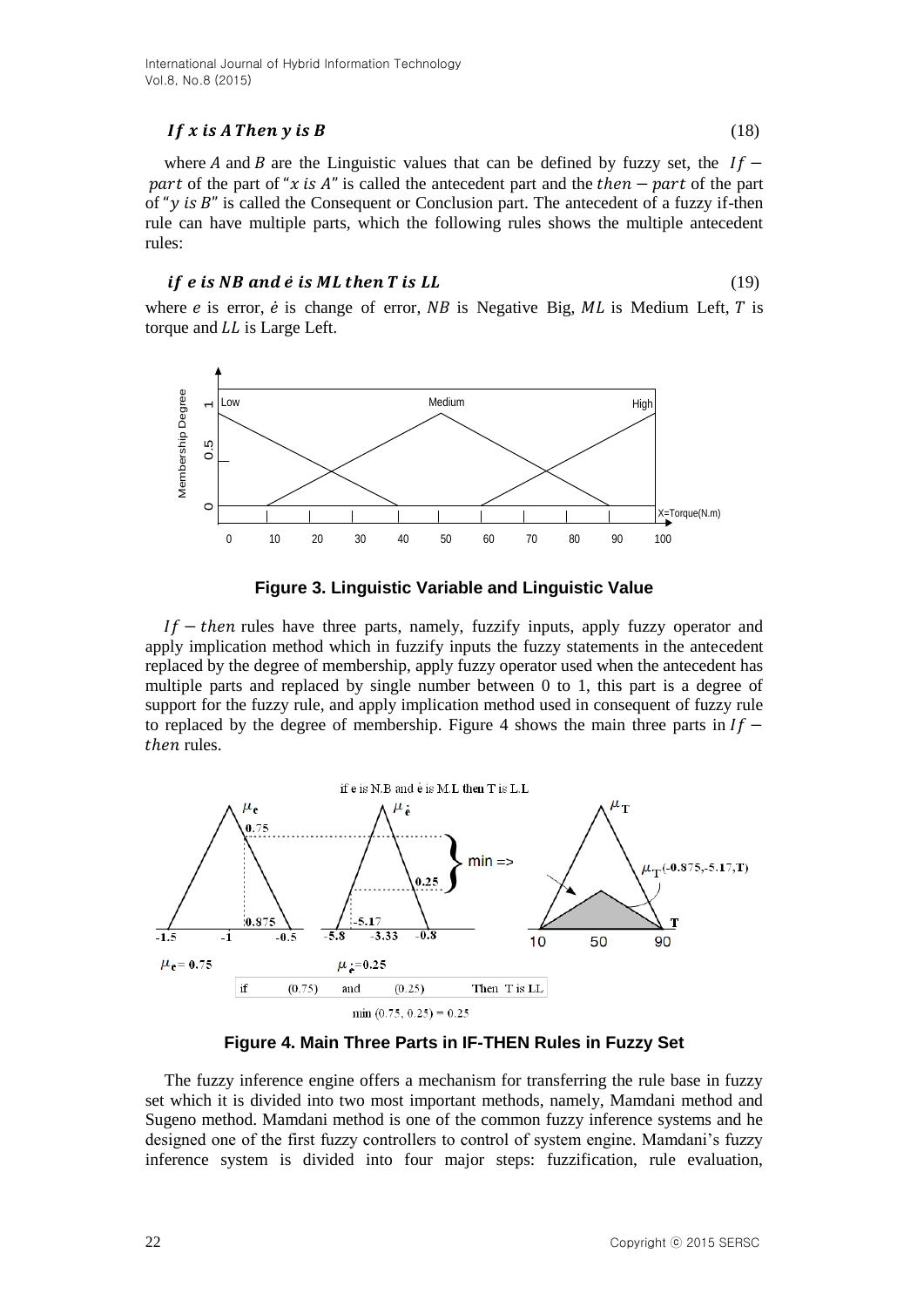$$If\ x\ is\ A\ Then\ y\ is\ B \tag{18}$$

where $A$ and $B$ are the Linguistic values that can be defined by fuzzy set, the $If-part$ of the part of "$x\ is\ A$" is called the antecedent part and the $then-part$ of the part of "$y\ is\ B$" is called the Consequent or Conclusion part. The antecedent of a fuzzy if-then rule can have multiple parts, which the following rules shows the multiple antecedent rules:

$$if\ e\ is\ NB\ and\ \dot{e}\ is\ ML\ then\ T\ is\ LL \tag{19}$$

where $e$ is error, $\dot{e}$ is change of error, $NB$ is Negative Big, $ML$ is Medium Left, $T$ is torque and $LL$ is Large Left.

**Figure 3. Linguistic Variable and Linguistic Value**

$If-then$ rules have three parts, namely, fuzzify inputs, apply fuzzy operator and apply implication method which in fuzzify inputs the fuzzy statements in the antecedent replaced by the degree of membership, apply fuzzy operator used when the antecedent has multiple parts and replaced by single number between 0 to 1, this part is a degree of support for the fuzzy rule, and apply implication method used in consequent of fuzzy rule to replaced by the degree of membership. Figure 4 shows the main three parts in $If-then$ rules.

**Figure 4. Main Three Parts in IF-THEN Rules in Fuzzy Set**

The fuzzy inference engine offers a mechanism for transferring the rule base in fuzzy set which it is divided into two most important methods, namely, Mamdani method and Sugeno method. Mamdani method is one of the common fuzzy inference systems and he designed one of the first fuzzy controllers to control of system engine. Mamdani's fuzzy inference system is divided into four major steps: fuzzification, rule evaluation,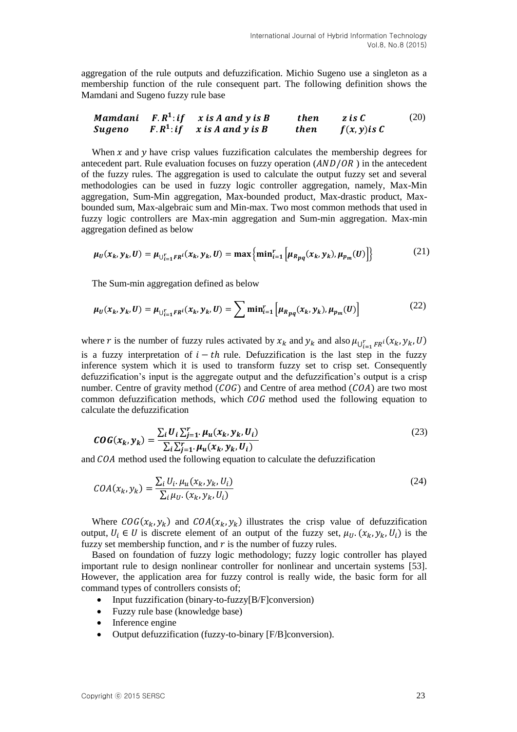aggregation of the rule outputs and defuzzification. Michio Sugeno use a singleton as a membership function of the rule consequent part. The following definition shows the Mamdani and Sugeno fuzzy rule base

$$\begin{array}{llll} \textbf{\textit{Mamdani}} & \boldsymbol{F.R^1: if} \quad \boldsymbol{x\ is\ A\ and\ y\ is\ B} & \boldsymbol{then} & \boldsymbol{z\ is\ C} \\ \textbf{\textit{Sugeno}} & \boldsymbol{F.R^1: if} \quad \boldsymbol{x\ is\ A\ and\ y\ is\ B} & \boldsymbol{then} & \boldsymbol{f(x,y) is\ C} \end{array} \tag{20}$$

When $x$ and $y$ have crisp values fuzzification calculates the membership degrees for antecedent part. Rule evaluation focuses on fuzzy operation ($AND/OR$ ) in the antecedent of the fuzzy rules. The aggregation is used to calculate the output fuzzy set and several methodologies can be used in fuzzy logic controller aggregation, namely, Max-Min aggregation, Sum-Min aggregation, Max-bounded product, Max-drastic product, Max-bounded sum, Max-algebraic sum and Min-max. Two most common methods that used in fuzzy logic controllers are Max-min aggregation and Sum-min aggregation. Max-min aggregation defined as below

$$\boldsymbol{\mu_U(x_k, y_k, U) = \mu_{\bigcup_{i=1}^{r} FR^i}(x_k, y_k, U) = \max\left\{\min_{i=1}^{r}\left[\mu_{R_{pq}}(x_k, y_k), \mu_{p_m}(U)\right]\right\}} \tag{21}$$

The Sum-min aggregation defined as below

$$\boldsymbol{\mu_U(x_k, y_k, U) = \mu_{\bigcup_{i=1}^{r} FR^i}(x_k, y_k, U) = \sum \min_{i=1}^{r}\left[\mu_{R_{pq}}(x_k, y_k), \mu_{p_m}(U)\right]} \tag{22}$$

where $r$ is the number of fuzzy rules activated by $x_k$ and $y_k$ and also $\mu_{\bigcup_{i=1}^{r} FR^i}(x_k, y_k, U)$ is a fuzzy interpretation of $i-th$ rule. Defuzzification is the last step in the fuzzy inference system which it is used to transform fuzzy set to crisp set. Consequently defuzzification's input is the aggregate output and the defuzzification's output is a crisp number. Centre of gravity method ($COG$) and Centre of area method ($COA$) are two most common defuzzification methods, which $COG$ method used the following equation to calculate the defuzzification

$$\boldsymbol{COG(x_k, y_k) = \frac{\sum_i U_i \sum_{j=1}^{r} . \mu_u(x_k, y_k, U_i)}{\sum_i \sum_{j=1}^{r} . \mu_u(x_k, y_k, U_i)}} \tag{23}$$

and $COA$ method used the following equation to calculate the defuzzification

$$COA(x_k, y_k) = \frac{\sum_i U_i . \mu_u(x_k, y_k, U_i)}{\sum_i \mu_U . (x_k, y_k, U_i)} \tag{24}$$

Where $COG(x_k, y_k)$ and $COA(x_k, y_k)$ illustrates the crisp value of defuzzification output, $U_i \in U$ is discrete element of an output of the fuzzy set, $\mu_U . (x_k, y_k, U_i)$ is the fuzzy set membership function, and $r$ is the number of fuzzy rules.

Based on foundation of fuzzy logic methodology; fuzzy logic controller has played important rule to design nonlinear controller for nonlinear and uncertain systems [53]. However, the application area for fuzzy control is really wide, the basic form for all command types of controllers consists of;

- Input fuzzification (binary-to-fuzzy[B/F]conversion)
- Fuzzy rule base (knowledge base)
- Inference engine
- Output defuzzification (fuzzy-to-binary [F/B]conversion).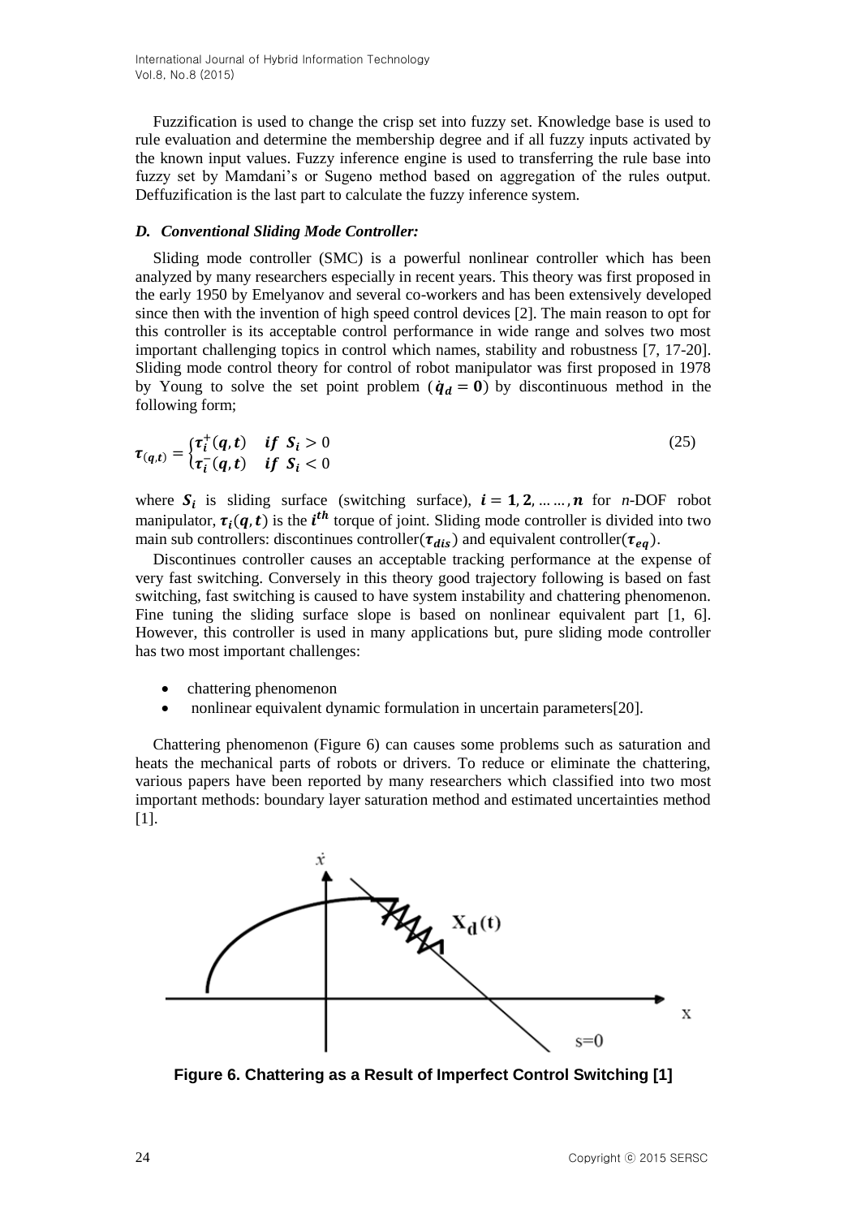Fuzzification is used to change the crisp set into fuzzy set. Knowledge base is used to rule evaluation and determine the membership degree and if all fuzzy inputs activated by the known input values. Fuzzy inference engine is used to transferring the rule base into fuzzy set by Mamdani's or Sugeno method based on aggregation of the rules output. Deffuzification is the last part to calculate the fuzzy inference system.

### *D. Conventional Sliding Mode Controller:*

Sliding mode controller (SMC) is a powerful nonlinear controller which has been analyzed by many researchers especially in recent years. This theory was first proposed in the early 1950 by Emelyanov and several co-workers and has been extensively developed since then with the invention of high speed control devices [2]. The main reason to opt for this controller is its acceptable control performance in wide range and solves two most important challenging topics in control which names, stability and robustness [7, 17-20]. Sliding mode control theory for control of robot manipulator was first proposed in 1978 by Young to solve the set point problem ($\dot{\boldsymbol{q}}_{\boldsymbol{d}} = \boldsymbol{0}$) by discontinuous method in the following form;

$$\boldsymbol{\tau}_{(\boldsymbol{q},\boldsymbol{t})} = \begin{cases} \boldsymbol{\tau}_{\boldsymbol{i}}^{+}(\boldsymbol{q},\boldsymbol{t}) & \boldsymbol{if}\ \boldsymbol{S}_{\boldsymbol{i}} > 0 \\ \boldsymbol{\tau}_{\boldsymbol{i}}^{-}(\boldsymbol{q},\boldsymbol{t}) & \boldsymbol{if}\ \boldsymbol{S}_{\boldsymbol{i}} < 0 \end{cases} \tag{25}$$

where $\boldsymbol{S}_{\boldsymbol{i}}$ is sliding surface (switching surface), $\boldsymbol{i} = \boldsymbol{1}, \boldsymbol{2}, \ldots\ldots, \boldsymbol{n}$ for *n*-DOF robot manipulator, $\boldsymbol{\tau}_{\boldsymbol{i}}(\boldsymbol{q},\boldsymbol{t})$ is the $\boldsymbol{i}^{\boldsymbol{th}}$ torque of joint. Sliding mode controller is divided into two main sub controllers: discontinues controller($\boldsymbol{\tau}_{\boldsymbol{dis}}$) and equivalent controller($\boldsymbol{\tau}_{\boldsymbol{eq}}$).

Discontinues controller causes an acceptable tracking performance at the expense of very fast switching. Conversely in this theory good trajectory following is based on fast switching, fast switching is caused to have system instability and chattering phenomenon. Fine tuning the sliding surface slope is based on nonlinear equivalent part [1, 6]. However, this controller is used in many applications but, pure sliding mode controller has two most important challenges:

- chattering phenomenon
- nonlinear equivalent dynamic formulation in uncertain parameters[20].

Chattering phenomenon (Figure 6) can causes some problems such as saturation and heats the mechanical parts of robots or drivers. To reduce or eliminate the chattering, various papers have been reported by many researchers which classified into two most important methods: boundary layer saturation method and estimated uncertainties method [1].

**Figure 6. Chattering as a Result of Imperfect Control Switching [1]**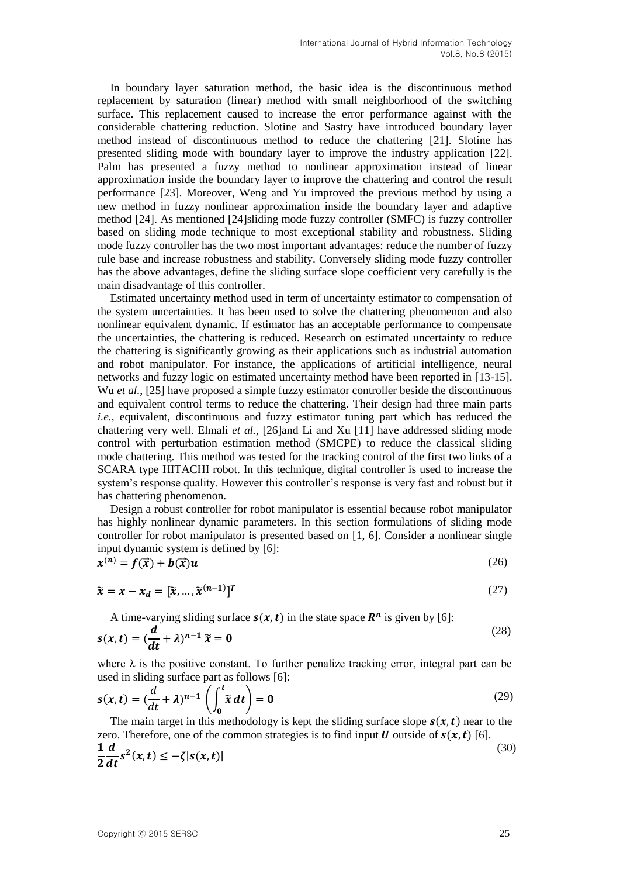In boundary layer saturation method, the basic idea is the discontinuous method replacement by saturation (linear) method with small neighborhood of the switching surface. This replacement caused to increase the error performance against with the considerable chattering reduction. Slotine and Sastry have introduced boundary layer method instead of discontinuous method to reduce the chattering [21]. Slotine has presented sliding mode with boundary layer to improve the industry application [22]. Palm has presented a fuzzy method to nonlinear approximation instead of linear approximation inside the boundary layer to improve the chattering and control the result performance [23]. Moreover, Weng and Yu improved the previous method by using a new method in fuzzy nonlinear approximation inside the boundary layer and adaptive method [24]. As mentioned [24]sliding mode fuzzy controller (SMFC) is fuzzy controller based on sliding mode technique to most exceptional stability and robustness. Sliding mode fuzzy controller has the two most important advantages: reduce the number of fuzzy rule base and increase robustness and stability. Conversely sliding mode fuzzy controller has the above advantages, define the sliding surface slope coefficient very carefully is the main disadvantage of this controller.

Estimated uncertainty method used in term of uncertainty estimator to compensation of the system uncertainties. It has been used to solve the chattering phenomenon and also nonlinear equivalent dynamic. If estimator has an acceptable performance to compensate the uncertainties, the chattering is reduced. Research on estimated uncertainty to reduce the chattering is significantly growing as their applications such as industrial automation and robot manipulator. For instance, the applications of artificial intelligence, neural networks and fuzzy logic on estimated uncertainty method have been reported in [13-15]. Wu *et al.*, [25] have proposed a simple fuzzy estimator controller beside the discontinuous and equivalent control terms to reduce the chattering. Their design had three main parts *i.e.*, equivalent, discontinuous and fuzzy estimator tuning part which has reduced the chattering very well. Elmali *et al.*, [26]and Li and Xu [11] have addressed sliding mode control with perturbation estimation method (SMCPE) to reduce the classical sliding mode chattering. This method was tested for the tracking control of the first two links of a SCARA type HITACHI robot. In this technique, digital controller is used to increase the system's response quality. However this controller's response is very fast and robust but it has chattering phenomenon.

Design a robust controller for robot manipulator is essential because robot manipulator has highly nonlinear dynamic parameters. In this section formulations of sliding mode controller for robot manipulator is presented based on [1, 6]. Consider a nonlinear single input dynamic system is defined by [6]:

$$\boldsymbol{x^{(n)} = f(\vec{x}) + b(\vec{x})u} \tag{26}$$

$$\boldsymbol{\widetilde{x} = x - x_d = [\widetilde{x}, \dots, \widetilde{x}^{(n-1)}]^T} \tag{27}$$

A time-varying sliding surface $\boldsymbol{s(x,t)}$ in the state space $\boldsymbol{R^n}$ is given by [6]:

$$\boldsymbol{s(x,t) = (\frac{d}{dt} + \lambda)^{n-1}\,\widetilde{x} = 0} \tag{28}$$

where λ is the positive constant. To further penalize tracking error, integral part can be used in sliding surface part as follows [6]:

$$\boldsymbol{s(x,t)} = (\frac{d}{dt} + \boldsymbol{\lambda})^{\boldsymbol{n-1}}\left(\int_{\boldsymbol{0}}^{\boldsymbol{t}} \widetilde{\boldsymbol{x}}\, \boldsymbol{dt}\right) = \boldsymbol{0} \tag{29}$$

The main target in this methodology is kept the sliding surface slope $\boldsymbol{s(x,t)}$ near to the zero. Therefore, one of the common strategies is to find input $\boldsymbol{U}$ outside of $\boldsymbol{s(x,t)}$ [6].

$$\boldsymbol{\frac{1}{2}\frac{d}{dt}s^2(x,t) \le -\zeta|s(x,t)|} \tag{30}$$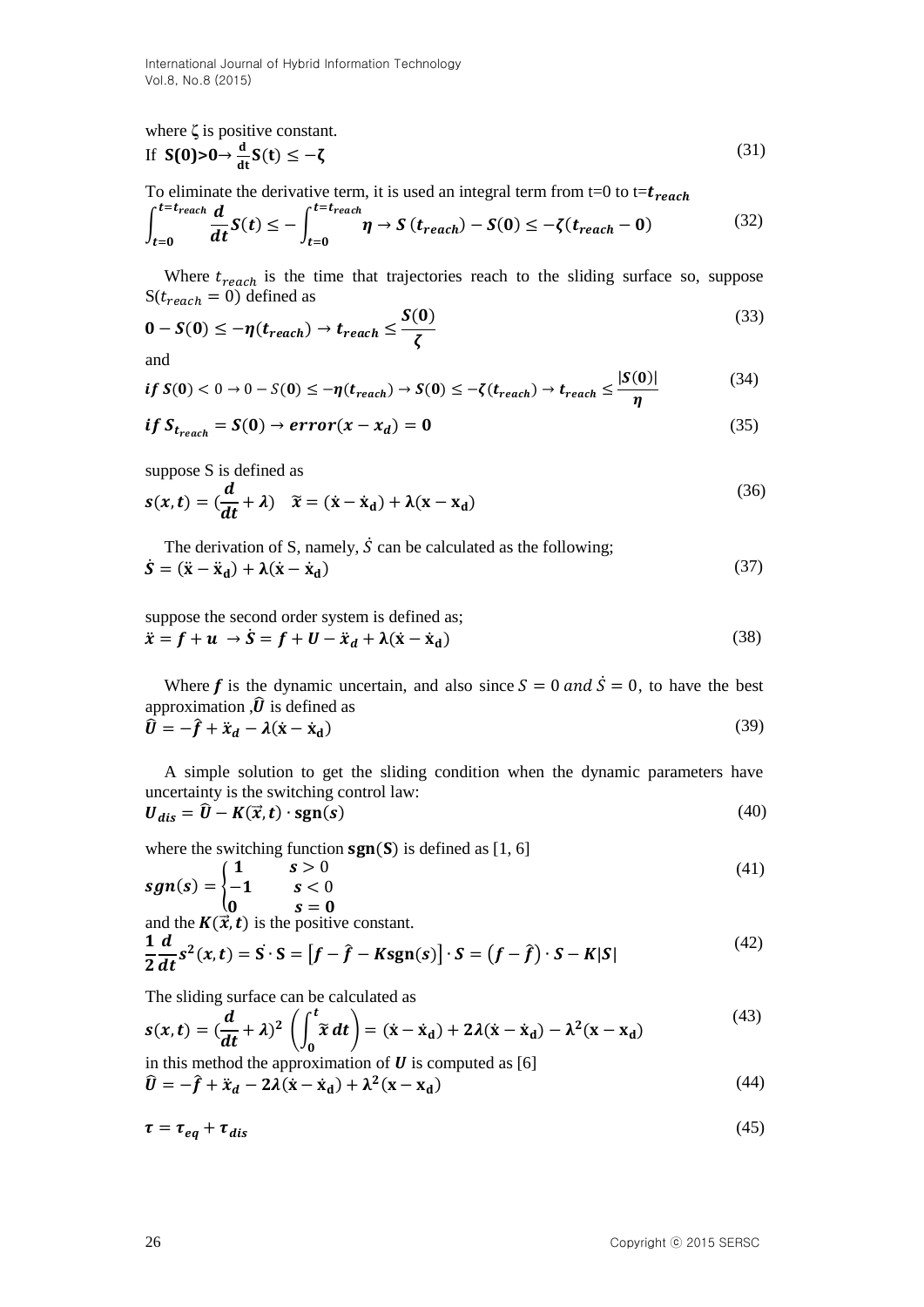where ζ is positive constant.

$$\text{If } \mathbf{S(0)>0} \rightarrow \frac{\mathbf{d}}{\mathbf{dt}}\mathbf{S(t)} \leq -\boldsymbol{\zeta} \tag{31}$$

To eliminate the derivative term, it is used an integral term from t=0 to t=$t_{reach}$

$$\int_{t=0}^{t=t_{reach}} \frac{d}{dt}S(t) \leq -\int_{t=0}^{t=t_{reach}} \eta \rightarrow S\,(t_{reach}) - S(0) \leq -\zeta(t_{reach} - 0) \tag{32}$$

Where $t_{reach}$ is the time that trajectories reach to the sliding surface so, suppose $S(t_{reach} = 0)$ defined as

$$0 - S(0) \leq -\eta(t_{reach}) \rightarrow t_{reach} \leq \frac{S(0)}{\zeta} \tag{33}$$

and

$$if\ S(0) < 0 \rightarrow 0 - S(0) \leq -\eta(t_{reach}) \rightarrow S(0) \leq -\zeta(t_{reach}) \rightarrow t_{reach} \leq \frac{|S(0)|}{\eta} \tag{34}$$

$$if\ S_{t_{reach}} = S(0) \rightarrow error(x - x_d) = 0 \tag{35}$$

suppose S is defined as

$$s(x,t) = (\frac{d}{dt} + \lambda) \quad \widetilde{x} = (\dot{\mathrm{x}} - \dot{\mathrm{x}}_{\mathrm{d}}) + \lambda(\mathrm{x} - \mathrm{x}_{\mathrm{d}}) \tag{36}$$

The derivation of S, namely, $\dot{S}$ can be calculated as the following;

$$\dot{S} = (\ddot{\mathrm{x}} - \ddot{\mathrm{x}}_{\mathrm{d}}) + \lambda(\dot{\mathrm{x}} - \dot{\mathrm{x}}_{\mathrm{d}}) \tag{37}$$

suppose the second order system is defined as;

$$\ddot{x} = f + u \ \rightarrow \dot{S} = f + U - \ddot{x}_d + \lambda(\dot{\mathrm{x}} - \dot{\mathrm{x}}_{\mathrm{d}}) \tag{38}$$

Where $f$ is the dynamic uncertain, and also since $S = 0\ and\ \dot{S} = 0$, to have the best approximation ,$\widehat{U}$ is defined as

$$\widehat{U} = -\hat{f} + \ddot{x}_d - \lambda(\dot{\mathrm{x}} - \dot{\mathrm{x}}_{\mathrm{d}}) \tag{39}$$

A simple solution to get the sliding condition when the dynamic parameters have uncertainty is the switching control law:

$$U_{dis} = \widehat{U} - K(\vec{x},t) \cdot \mathrm{sgn}(s) \tag{40}$$

where the switching function $\mathbf{sgn}(\mathbf{S})$ is defined as [1, 6]

$$sgn(s) = \begin{cases} 1 & s > 0 \\ -1 & s < 0 \\ 0 & s = 0 \end{cases} \tag{41}$$

and the $K(\vec{x},t)$ is the positive constant.

$$\frac{1}{2}\frac{d}{dt}s^2(x,t) = \dot{S} \cdot S = \left[f - \hat{f} - K\mathrm{sgn}(s)\right] \cdot S = \left(f - \hat{f}\right) \cdot S - K|S| \tag{42}$$

The sliding surface can be calculated as

$$s(x,t) = (\frac{d}{dt} + \lambda)^2 \left(\int_0^t \widetilde{x}\, dt\right) = (\dot{\mathrm{x}} - \dot{\mathrm{x}}_{\mathrm{d}}) + 2\lambda(\dot{\mathrm{x}} - \dot{\mathrm{x}}_{\mathrm{d}}) - \lambda^2(\mathrm{x} - \mathrm{x}_{\mathrm{d}}) \tag{43}$$

in this method the approximation of $U$ is computed as [6]

$$\widehat{U} = -\hat{f} + \ddot{x}_d - 2\lambda(\dot{\mathrm{x}} - \dot{\mathrm{x}}_{\mathrm{d}}) + \lambda^2(\mathrm{x} - \mathrm{x}_{\mathrm{d}}) \tag{44}$$

$$\tau = \tau_{eq} + \tau_{dis} \tag{45}$$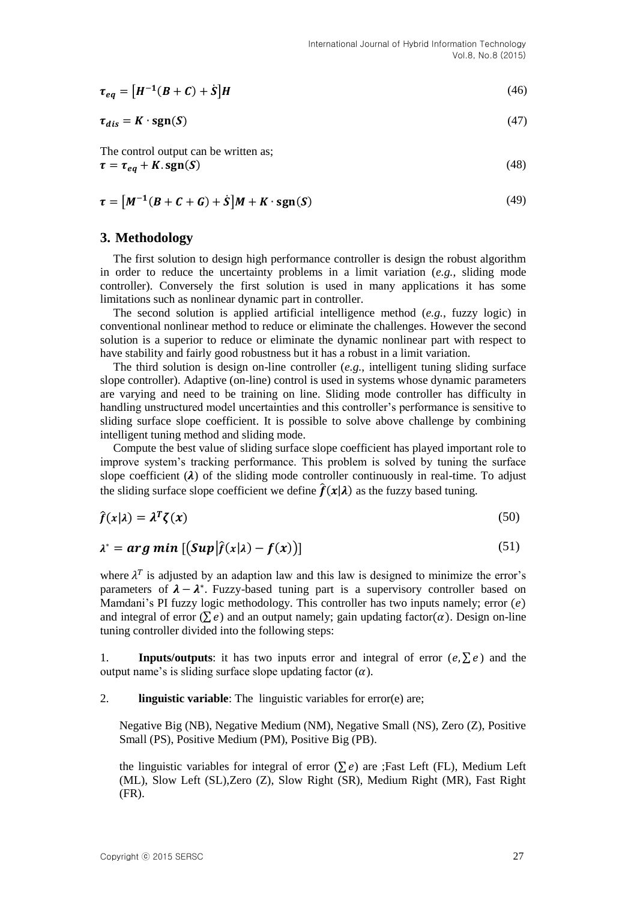$$\boldsymbol{\tau_{eq}} = \left[\boldsymbol{H^{-1}}(\boldsymbol{B} + \boldsymbol{C}) + \dot{\boldsymbol{S}}\right]\boldsymbol{H} \tag{46}$$

$$\boldsymbol{\tau_{dis}} = \boldsymbol{K} \cdot \mathbf{sgn}(\boldsymbol{S}) \tag{47}$$

The control output can be written as;

$$\boldsymbol{\tau} = \boldsymbol{\tau_{eq}} + \boldsymbol{K}.\mathbf{sgn}(\boldsymbol{S}) \tag{48}$$

$$\boldsymbol{\tau} = \left[\boldsymbol{M^{-1}}(\boldsymbol{B} + \boldsymbol{C} + \boldsymbol{G}) + \dot{\boldsymbol{S}}\right]\boldsymbol{M} + \boldsymbol{K} \cdot \mathbf{sgn}(\boldsymbol{S}) \tag{49}$$

## 3. Methodology

The first solution to design high performance controller is design the robust algorithm in order to reduce the uncertainty problems in a limit variation (*e.g.*, sliding mode controller). Conversely the first solution is used in many applications it has some limitations such as nonlinear dynamic part in controller.

The second solution is applied artificial intelligence method (*e.g.*, fuzzy logic) in conventional nonlinear method to reduce or eliminate the challenges. However the second solution is a superior to reduce or eliminate the dynamic nonlinear part with respect to have stability and fairly good robustness but it has a robust in a limit variation.

The third solution is design on-line controller (*e.g.*, intelligent tuning sliding surface slope controller). Adaptive (on-line) control is used in systems whose dynamic parameters are varying and need to be training on line. Sliding mode controller has difficulty in handling unstructured model uncertainties and this controller's performance is sensitive to sliding surface slope coefficient. It is possible to solve above challenge by combining intelligent tuning method and sliding mode.

Compute the best value of sliding surface slope coefficient has played important role to improve system's tracking performance. This problem is solved by tuning the surface slope coefficient ($\boldsymbol{\lambda}$) of the sliding mode controller continuously in real-time. To adjust the sliding surface slope coefficient we define $\hat{\boldsymbol{f}}(\boldsymbol{x}|\boldsymbol{\lambda})$ as the fuzzy based tuning.

$$\hat{f}(x|\lambda) = \boldsymbol{\lambda^T}\boldsymbol{\zeta}(\boldsymbol{x}) \tag{50}$$

$$\lambda^* = \boldsymbol{arg\ min}\left[\left(\boldsymbol{Sup}\left|\hat{f}(x|\lambda) - \boldsymbol{f}(\boldsymbol{x})\right)\right] \tag{51}$$

where $\lambda^T$ is adjusted by an adaption law and this law is designed to minimize the error's parameters of $\boldsymbol{\lambda} - \boldsymbol{\lambda}^*$. Fuzzy-based tuning part is a supervisory controller based on Mamdani's PI fuzzy logic methodology. This controller has two inputs namely; error ($e$) and integral of error ($\sum e$) and an output namely; gain updating factor($\alpha$). Design on-line tuning controller divided into the following steps:

1. **Inputs/outputs**: it has two inputs error and integral of error ($e, \sum e$) and the output name's is sliding surface slope updating factor ($\alpha$).

2. **linguistic variable**: The linguistic variables for error(e) are;

   Negative Big (NB), Negative Medium (NM), Negative Small (NS), Zero (Z), Positive Small (PS), Positive Medium (PM), Positive Big (PB).

   the linguistic variables for integral of error ($\sum e$) are ;Fast Left (FL), Medium Left (ML), Slow Left (SL),Zero (Z), Slow Right (SR), Medium Right (MR), Fast Right (FR).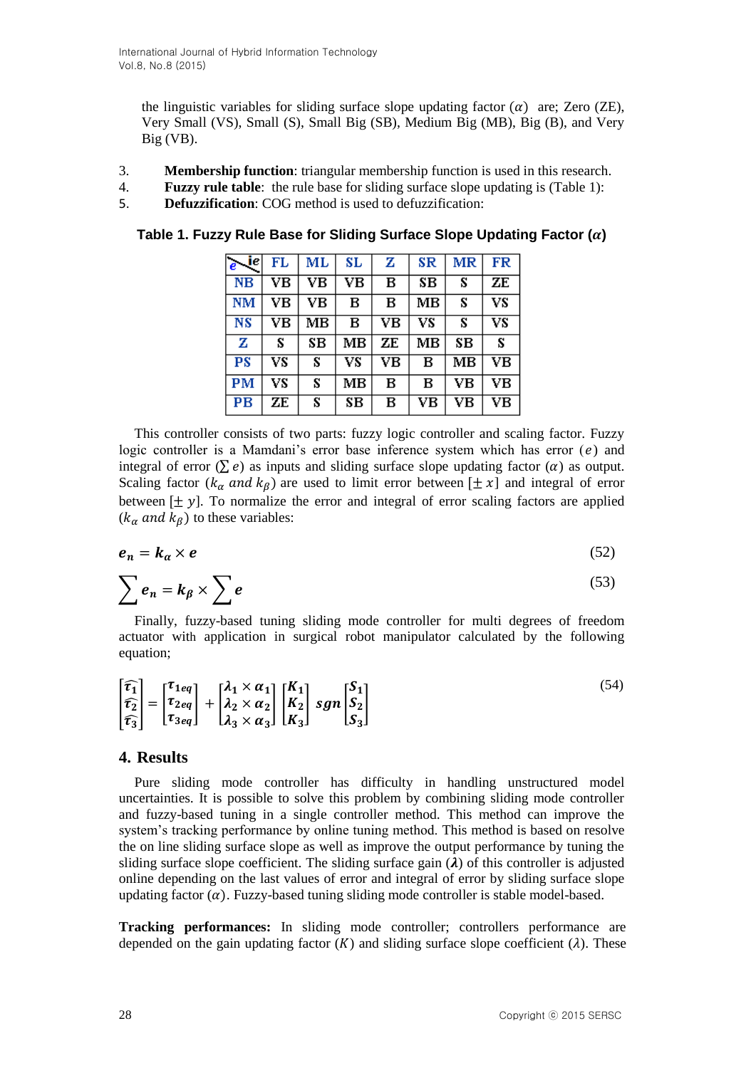the linguistic variables for sliding surface slope updating factor ($\alpha$) are; Zero (ZE), Very Small (VS), Small (S), Small Big (SB), Medium Big (MB), Big (B), and Very Big (VB).

3. **Membership function**: triangular membership function is used in this research.
4. **Fuzzy rule table**: the rule base for sliding surface slope updating is (Table 1):
5. **Defuzzification**: COG method is used to defuzzification:

**Table 1. Fuzzy Rule Base for Sliding Surface Slope Updating Factor ($\alpha$)**

| e \ ie | FL | ML | SL | Z | SR | MR | FR |
|---|---|---|---|---|---|---|---|
| NB | VB | VB | VB | B | SB | S | ZE |
| NM | VB | VB | B | B | MB | S | VS |
| NS | VB | MB | B | VB | VS | S | VS |
| Z | S | SB | MB | ZE | MB | SB | S |
| PS | VS | S | VS | VB | B | MB | VB |
| PM | VS | S | MB | B | B | VB | VB |
| PB | ZE | S | SB | B | VB | VB | VB |

This controller consists of two parts: fuzzy logic controller and scaling factor. Fuzzy logic controller is a Mamdani's error base inference system which has error ($e$) and integral of error ($\sum e$) as inputs and sliding surface slope updating factor ($\alpha$) as output. Scaling factor ($k_\alpha$ *and* $k_\beta$) are used to limit error between [$\pm x$] and integral of error between [$\pm y$]. To normalize the error and integral of error scaling factors are applied ($k_\alpha$ *and* $k_\beta$) to these variables:

$$\boldsymbol{e_n = k_\alpha \times e} \tag{52}$$

$$\boldsymbol{\sum e_n = k_\beta \times \sum e} \tag{53}$$

Finally, fuzzy-based tuning sliding mode controller for multi degrees of freedom actuator with application in surgical robot manipulator calculated by the following equation;

$$\begin{bmatrix} \widehat{\tau_1} \\ \widehat{\tau_2} \\ \widehat{\tau_3} \end{bmatrix} = \begin{bmatrix} \tau_{1eq} \\ \tau_{2eq} \\ \tau_{3eq} \end{bmatrix} + \begin{bmatrix} \lambda_1 \times \alpha_1 \\ \lambda_2 \times \alpha_2 \\ \lambda_3 \times \alpha_3 \end{bmatrix} \begin{bmatrix} K_1 \\ K_2 \\ K_3 \end{bmatrix} sgn \begin{bmatrix} S_1 \\ S_2 \\ S_3 \end{bmatrix} \tag{54}$$

## 4. Results

Pure sliding mode controller has difficulty in handling unstructured model uncertainties. It is possible to solve this problem by combining sliding mode controller and fuzzy-based tuning in a single controller method. This method can improve the system's tracking performance by online tuning method. This method is based on resolve the on line sliding surface slope as well as improve the output performance by tuning the sliding surface slope coefficient. The sliding surface gain ($\boldsymbol{\lambda}$) of this controller is adjusted online depending on the last values of error and integral of error by sliding surface slope updating factor ($\alpha$). Fuzzy-based tuning sliding mode controller is stable model-based.

**Tracking performances:** In sliding mode controller; controllers performance are depended on the gain updating factor ($K$) and sliding surface slope coefficient ($\lambda$). These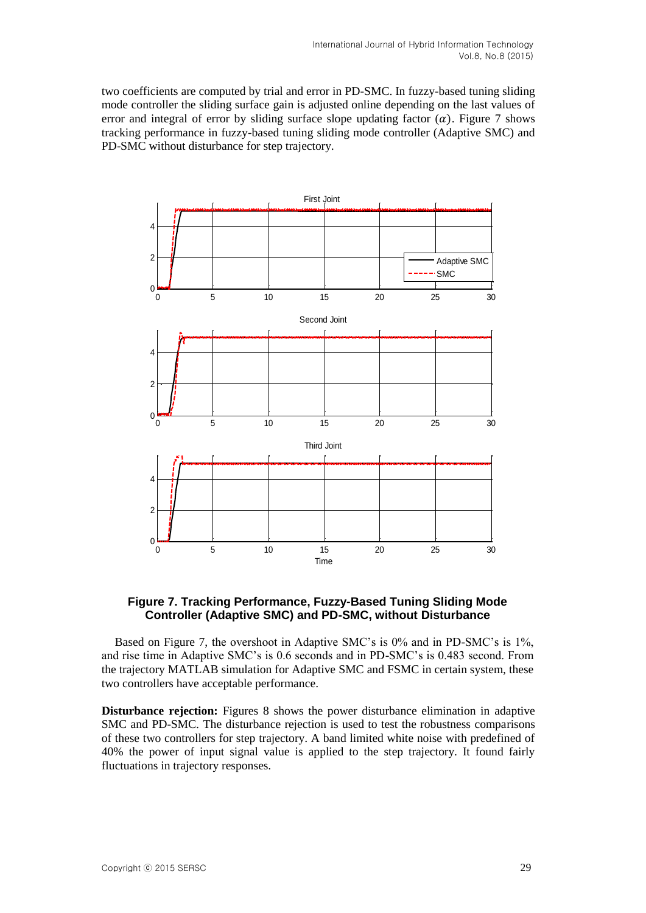two coefficients are computed by trial and error in PD-SMC. In fuzzy-based tuning sliding mode controller the sliding surface gain is adjusted online depending on the last values of error and integral of error by sliding surface slope updating factor ($\alpha$). Figure 7 shows tracking performance in fuzzy-based tuning sliding mode controller (Adaptive SMC) and PD-SMC without disturbance for step trajectory.

**Figure 7. Tracking Performance, Fuzzy-Based Tuning Sliding Mode Controller (Adaptive SMC) and PD-SMC, without Disturbance**

Based on Figure 7, the overshoot in Adaptive SMC's is 0% and in PD-SMC's is 1%, and rise time in Adaptive SMC's is 0.6 seconds and in PD-SMC's is 0.483 second. From the trajectory MATLAB simulation for Adaptive SMC and FSMC in certain system, these two controllers have acceptable performance.

**Disturbance rejection:** Figures 8 shows the power disturbance elimination in adaptive SMC and PD-SMC. The disturbance rejection is used to test the robustness comparisons of these two controllers for step trajectory. A band limited white noise with predefined of 40% the power of input signal value is applied to the step trajectory. It found fairly fluctuations in trajectory responses.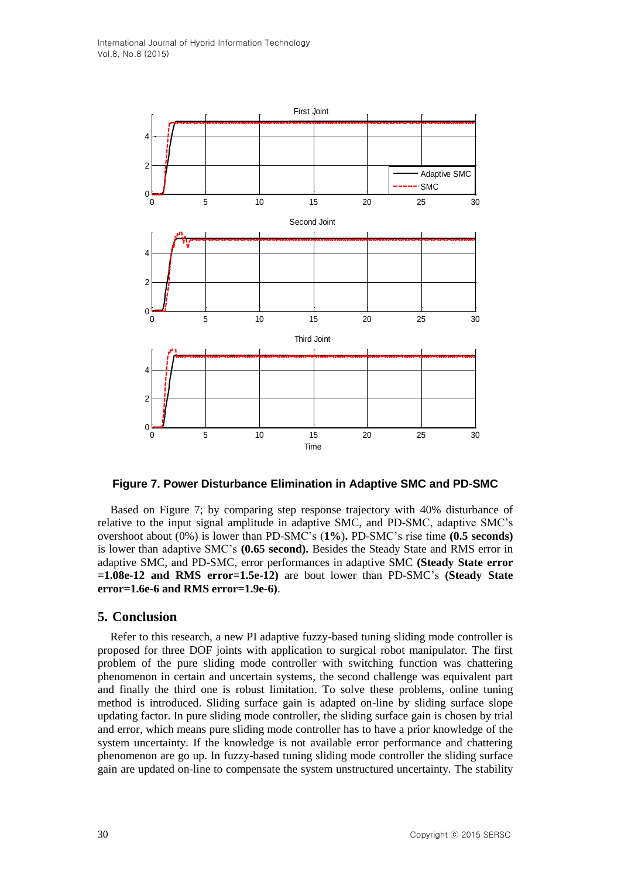**Figure 7. Power Disturbance Elimination in Adaptive SMC and PD-SMC**

Based on Figure 7; by comparing step response trajectory with 40% disturbance of relative to the input signal amplitude in adaptive SMC, and PD-SMC, adaptive SMC's overshoot about (0%) is lower than PD-SMC's (**1%**)**.** PD-SMC's rise time **(0.5 seconds)** is lower than adaptive SMC's **(0.65 second).** Besides the Steady State and RMS error in adaptive SMC, and PD-SMC, error performances in adaptive SMC **(Steady State error =1.08e-12 and RMS error=1.5e-12)** are bout lower than PD-SMC's **(Steady State error=1.6e-6 and RMS error=1.9e-6)**.

## 5. Conclusion

Refer to this research, a new PI adaptive fuzzy-based tuning sliding mode controller is proposed for three DOF joints with application to surgical robot manipulator. The first problem of the pure sliding mode controller with switching function was chattering phenomenon in certain and uncertain systems, the second challenge was equivalent part and finally the third one is robust limitation. To solve these problems, online tuning method is introduced. Sliding surface gain is adapted on-line by sliding surface slope updating factor. In pure sliding mode controller, the sliding surface gain is chosen by trial and error, which means pure sliding mode controller has to have a prior knowledge of the system uncertainty. If the knowledge is not available error performance and chattering phenomenon are go up. In fuzzy-based tuning sliding mode controller the sliding surface gain are updated on-line to compensate the system unstructured uncertainty. The stability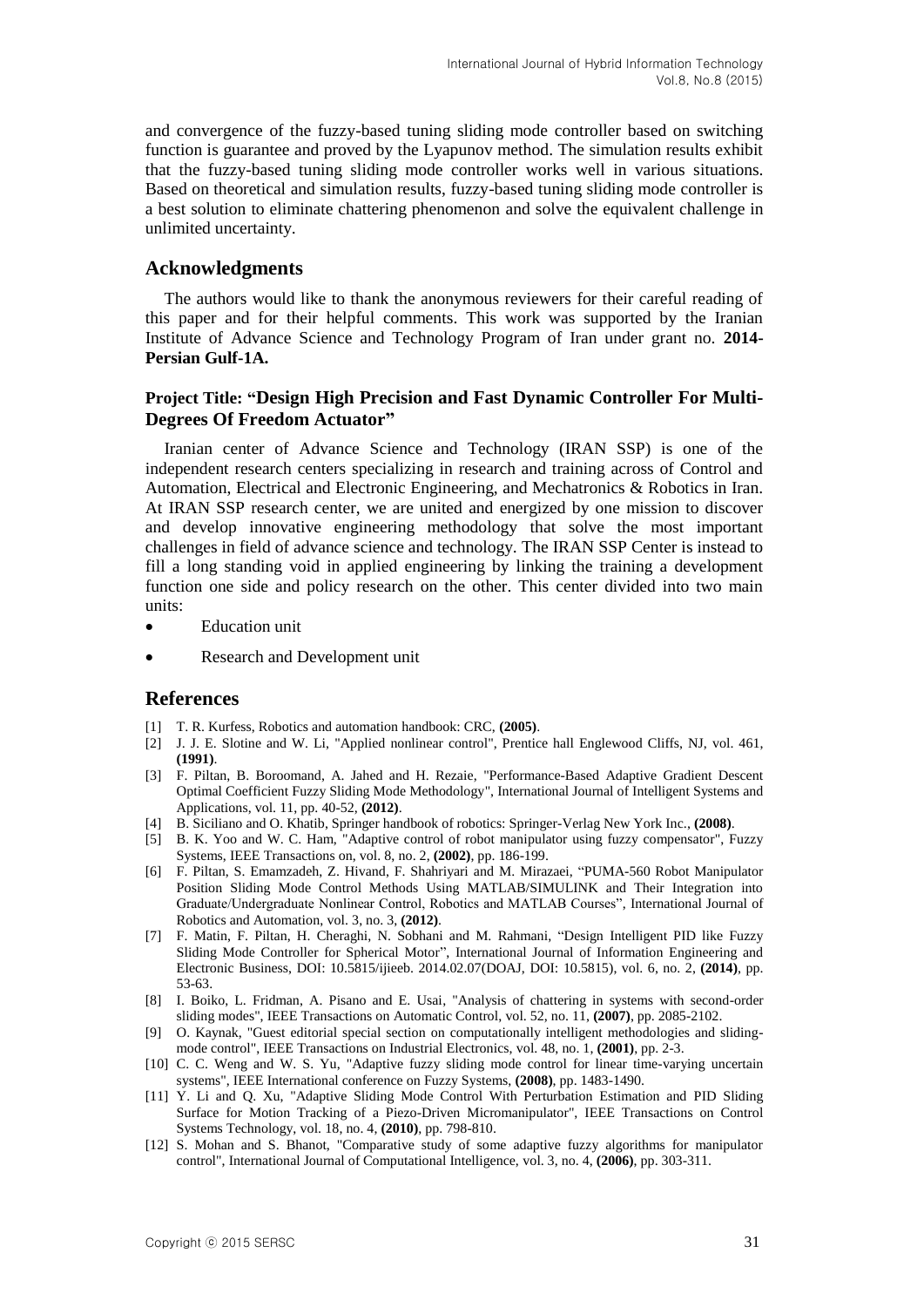and convergence of the fuzzy-based tuning sliding mode controller based on switching function is guarantee and proved by the Lyapunov method. The simulation results exhibit that the fuzzy-based tuning sliding mode controller works well in various situations. Based on theoretical and simulation results, fuzzy-based tuning sliding mode controller is a best solution to eliminate chattering phenomenon and solve the equivalent challenge in unlimited uncertainty.

## Acknowledgments

The authors would like to thank the anonymous reviewers for their careful reading of this paper and for their helpful comments. This work was supported by the Iranian Institute of Advance Science and Technology Program of Iran under grant no. **2014-Persian Gulf-1A.**

### Project Title: "Design High Precision and Fast Dynamic Controller For Multi-Degrees Of Freedom Actuator"

Iranian center of Advance Science and Technology (IRAN SSP) is one of the independent research centers specializing in research and training across of Control and Automation, Electrical and Electronic Engineering, and Mechatronics & Robotics in Iran. At IRAN SSP research center, we are united and energized by one mission to discover and develop innovative engineering methodology that solve the most important challenges in field of advance science and technology. The IRAN SSP Center is instead to fill a long standing void in applied engineering by linking the training a development function one side and policy research on the other. This center divided into two main units:

- Education unit
- Research and Development unit

## References

[1] T. R. Kurfess, Robotics and automation handbook: CRC, **(2005)**.

[2] J. J. E. Slotine and W. Li, "Applied nonlinear control", Prentice hall Englewood Cliffs, NJ, vol. 461, **(1991)**.

[3] F. Piltan, B. Boroomand, A. Jahed and H. Rezaie, "Performance-Based Adaptive Gradient Descent Optimal Coefficient Fuzzy Sliding Mode Methodology", International Journal of Intelligent Systems and Applications, vol. 11, pp. 40-52, **(2012)**.

[4] B. Siciliano and O. Khatib, Springer handbook of robotics: Springer-Verlag New York Inc., **(2008)**.

[5] B. K. Yoo and W. C. Ham, "Adaptive control of robot manipulator using fuzzy compensator", Fuzzy Systems, IEEE Transactions on, vol. 8, no. 2, **(2002)**, pp. 186-199.

[6] F. Piltan, S. Emamzadeh, Z. Hivand, F. Shahriyari and M. Mirazaei, "PUMA-560 Robot Manipulator Position Sliding Mode Control Methods Using MATLAB/SIMULINK and Their Integration into Graduate/Undergraduate Nonlinear Control, Robotics and MATLAB Courses", International Journal of Robotics and Automation, vol. 3, no. 3, **(2012)**.

[7] F. Matin, F. Piltan, H. Cheraghi, N. Sobhani and M. Rahmani, "Design Intelligent PID like Fuzzy Sliding Mode Controller for Spherical Motor", International Journal of Information Engineering and Electronic Business, DOI: 10.5815/ijieeb. 2014.02.07(DOAJ, DOI: 10.5815), vol. 6, no. 2, **(2014)**, pp. 53-63.

[8] I. Boiko, L. Fridman, A. Pisano and E. Usai, "Analysis of chattering in systems with second-order sliding modes", IEEE Transactions on Automatic Control, vol. 52, no. 11, **(2007)**, pp. 2085-2102.

[9] O. Kaynak, "Guest editorial special section on computationally intelligent methodologies and sliding-mode control", IEEE Transactions on Industrial Electronics, vol. 48, no. 1, **(2001)**, pp. 2-3.

[10] C. C. Weng and W. S. Yu, "Adaptive fuzzy sliding mode control for linear time-varying uncertain systems", IEEE International conference on Fuzzy Systems, **(2008)**, pp. 1483-1490.

[11] Y. Li and Q. Xu, "Adaptive Sliding Mode Control With Perturbation Estimation and PID Sliding Surface for Motion Tracking of a Piezo-Driven Micromanipulator", IEEE Transactions on Control Systems Technology, vol. 18, no. 4, **(2010)**, pp. 798-810.

[12] S. Mohan and S. Bhanot, "Comparative study of some adaptive fuzzy algorithms for manipulator control", International Journal of Computational Intelligence, vol. 3, no. 4, **(2006)**, pp. 303-311.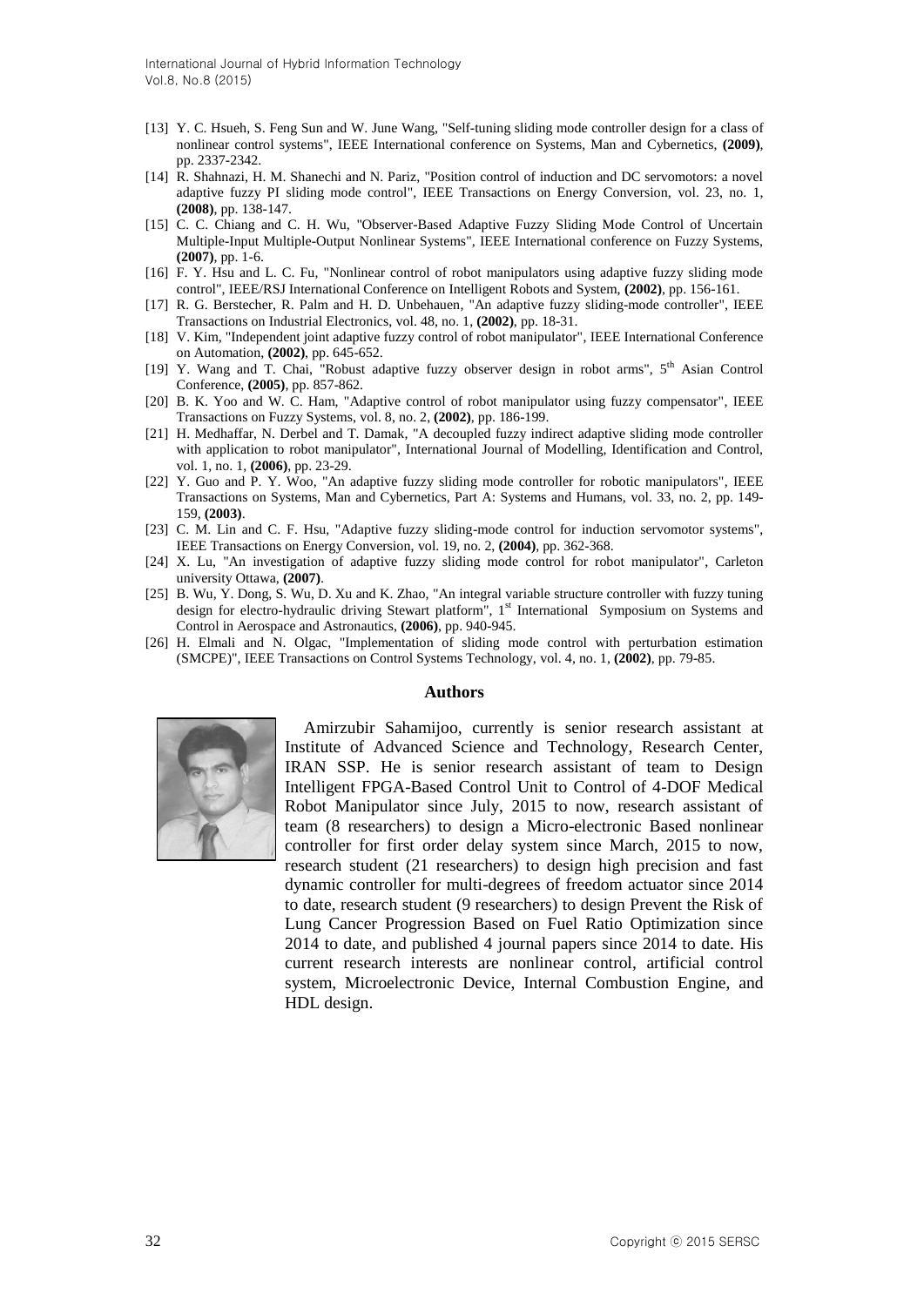[13] Y. C. Hsueh, S. Feng Sun and W. June Wang, "Self-tuning sliding mode controller design for a class of nonlinear control systems", IEEE International conference on Systems, Man and Cybernetics, **(2009)**, pp. 2337-2342.

[14] R. Shahnazi, H. M. Shanechi and N. Pariz, "Position control of induction and DC servomotors: a novel adaptive fuzzy PI sliding mode control", IEEE Transactions on Energy Conversion, vol. 23, no. 1, **(2008)**, pp. 138-147.

[15] C. C. Chiang and C. H. Wu, "Observer-Based Adaptive Fuzzy Sliding Mode Control of Uncertain Multiple-Input Multiple-Output Nonlinear Systems", IEEE International conference on Fuzzy Systems, **(2007)**, pp. 1-6.

[16] F. Y. Hsu and L. C. Fu, "Nonlinear control of robot manipulators using adaptive fuzzy sliding mode control", IEEE/RSJ International Conference on Intelligent Robots and System, **(2002)**, pp. 156-161.

[17] R. G. Berstecher, R. Palm and H. D. Unbehauen, "An adaptive fuzzy sliding-mode controller", IEEE Transactions on Industrial Electronics, vol. 48, no. 1, **(2002)**, pp. 18-31.

[18] V. Kim, "Independent joint adaptive fuzzy control of robot manipulator", IEEE International Conference on Automation, **(2002)**, pp. 645-652.

[19] Y. Wang and T. Chai, "Robust adaptive fuzzy observer design in robot arms", 5th Asian Control Conference, **(2005)**, pp. 857-862.

[20] B. K. Yoo and W. C. Ham, "Adaptive control of robot manipulator using fuzzy compensator", IEEE Transactions on Fuzzy Systems, vol. 8, no. 2, **(2002)**, pp. 186-199.

[21] H. Medhaffar, N. Derbel and T. Damak, "A decoupled fuzzy indirect adaptive sliding mode controller with application to robot manipulator", International Journal of Modelling, Identification and Control, vol. 1, no. 1, **(2006)**, pp. 23-29.

[22] Y. Guo and P. Y. Woo, "An adaptive fuzzy sliding mode controller for robotic manipulators", IEEE Transactions on Systems, Man and Cybernetics, Part A: Systems and Humans, vol. 33, no. 2, pp. 149-159, **(2003)**.

[23] C. M. Lin and C. F. Hsu, "Adaptive fuzzy sliding-mode control for induction servomotor systems", IEEE Transactions on Energy Conversion, vol. 19, no. 2, **(2004)**, pp. 362-368.

[24] X. Lu, "An investigation of adaptive fuzzy sliding mode control for robot manipulator", Carleton university Ottawa, **(2007)**.

[25] B. Wu, Y. Dong, S. Wu, D. Xu and K. Zhao, "An integral variable structure controller with fuzzy tuning design for electro-hydraulic driving Stewart platform", 1st International Symposium on Systems and Control in Aerospace and Astronautics, **(2006)**, pp. 940-945.

[26] H. Elmali and N. Olgac, "Implementation of sliding mode control with perturbation estimation (SMCPE)", IEEE Transactions on Control Systems Technology, vol. 4, no. 1, **(2002)**, pp. 79-85.

## Authors

Amirzubir Sahamijoo, currently is senior research assistant at Institute of Advanced Science and Technology, Research Center, IRAN SSP. He is senior research assistant of team to Design Intelligent FPGA-Based Control Unit to Control of 4-DOF Medical Robot Manipulator since July, 2015 to now, research assistant of team (8 researchers) to design a Micro-electronic Based nonlinear controller for first order delay system since March, 2015 to now, research student (21 researchers) to design high precision and fast dynamic controller for multi-degrees of freedom actuator since 2014 to date, research student (9 researchers) to design Prevent the Risk of Lung Cancer Progression Based on Fuel Ratio Optimization since 2014 to date, and published 4 journal papers since 2014 to date. His current research interests are nonlinear control, artificial control system, Microelectronic Device, Internal Combustion Engine, and HDL design.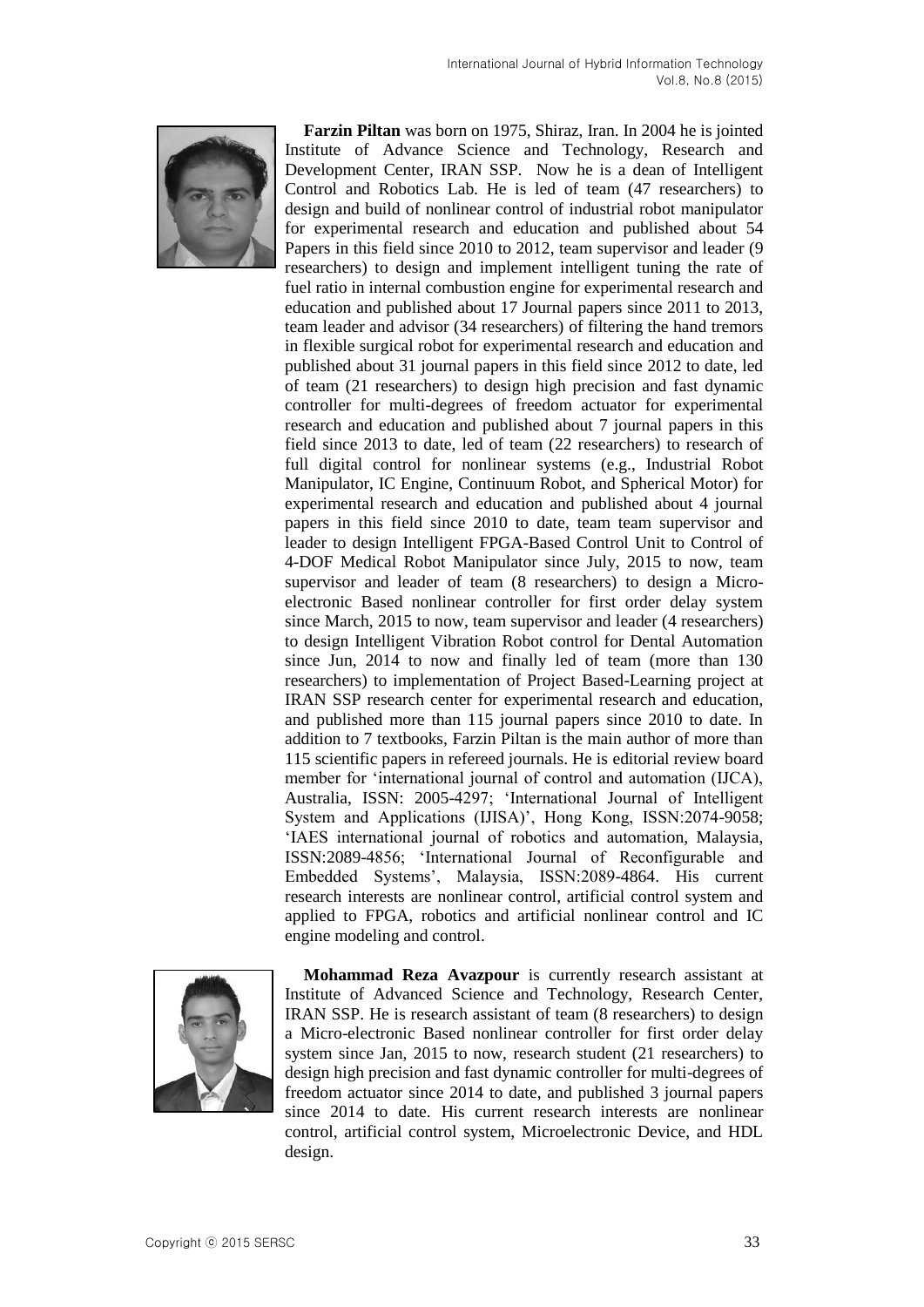**Farzin Piltan** was born on 1975, Shiraz, Iran. In 2004 he is jointed Institute of Advance Science and Technology, Research and Development Center, IRAN SSP. Now he is a dean of Intelligent Control and Robotics Lab. He is led of team (47 researchers) to design and build of nonlinear control of industrial robot manipulator for experimental research and education and published about 54 Papers in this field since 2010 to 2012, team supervisor and leader (9 researchers) to design and implement intelligent tuning the rate of fuel ratio in internal combustion engine for experimental research and education and published about 17 Journal papers since 2011 to 2013, team leader and advisor (34 researchers) of filtering the hand tremors in flexible surgical robot for experimental research and education and published about 31 journal papers in this field since 2012 to date, led of team (21 researchers) to design high precision and fast dynamic controller for multi-degrees of freedom actuator for experimental research and education and published about 7 journal papers in this field since 2013 to date, led of team (22 researchers) to research of full digital control for nonlinear systems (e.g., Industrial Robot Manipulator, IC Engine, Continuum Robot, and Spherical Motor) for experimental research and education and published about 4 journal papers in this field since 2010 to date, team team supervisor and leader to design Intelligent FPGA-Based Control Unit to Control of 4-DOF Medical Robot Manipulator since July, 2015 to now, team supervisor and leader of team (8 researchers) to design a Micro-electronic Based nonlinear controller for first order delay system since March, 2015 to now, team supervisor and leader (4 researchers) to design Intelligent Vibration Robot control for Dental Automation since Jun, 2014 to now and finally led of team (more than 130 researchers) to implementation of Project Based-Learning project at IRAN SSP research center for experimental research and education, and published more than 115 journal papers since 2010 to date. In addition to 7 textbooks, Farzin Piltan is the main author of more than 115 scientific papers in refereed journals. He is editorial review board member for 'international journal of control and automation (IJCA), Australia, ISSN: 2005-4297; 'International Journal of Intelligent System and Applications (IJISA)', Hong Kong, ISSN:2074-9058; 'IAES international journal of robotics and automation, Malaysia, ISSN:2089-4856; 'International Journal of Reconfigurable and Embedded Systems', Malaysia, ISSN:2089-4864. His current research interests are nonlinear control, artificial control system and applied to FPGA, robotics and artificial nonlinear control and IC engine modeling and control.

**Mohammad Reza Avazpour** is currently research assistant at Institute of Advanced Science and Technology, Research Center, IRAN SSP. He is research assistant of team (8 researchers) to design a Micro-electronic Based nonlinear controller for first order delay system since Jan, 2015 to now, research student (21 researchers) to design high precision and fast dynamic controller for multi-degrees of freedom actuator since 2014 to date, and published 3 journal papers since 2014 to date. His current research interests are nonlinear control, artificial control system, Microelectronic Device, and HDL design.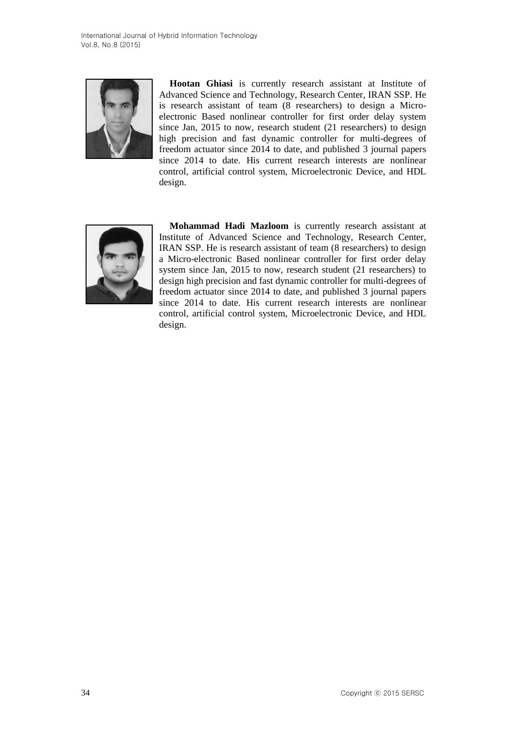**Hootan Ghiasi** is currently research assistant at Institute of Advanced Science and Technology, Research Center, IRAN SSP. He is research assistant of team (8 researchers) to design a Micro-electronic Based nonlinear controller for first order delay system since Jan, 2015 to now, research student (21 researchers) to design high precision and fast dynamic controller for multi-degrees of freedom actuator since 2014 to date, and published 3 journal papers since 2014 to date. His current research interests are nonlinear control, artificial control system, Microelectronic Device, and HDL design.

**Mohammad Hadi Mazloom** is currently research assistant at Institute of Advanced Science and Technology, Research Center, IRAN SSP. He is research assistant of team (8 researchers) to design a Micro-electronic Based nonlinear controller for first order delay system since Jan, 2015 to now, research student (21 researchers) to design high precision and fast dynamic controller for multi-degrees of freedom actuator since 2014 to date, and published 3 journal papers since 2014 to date. His current research interests are nonlinear control, artificial control system, Microelectronic Device, and HDL design.